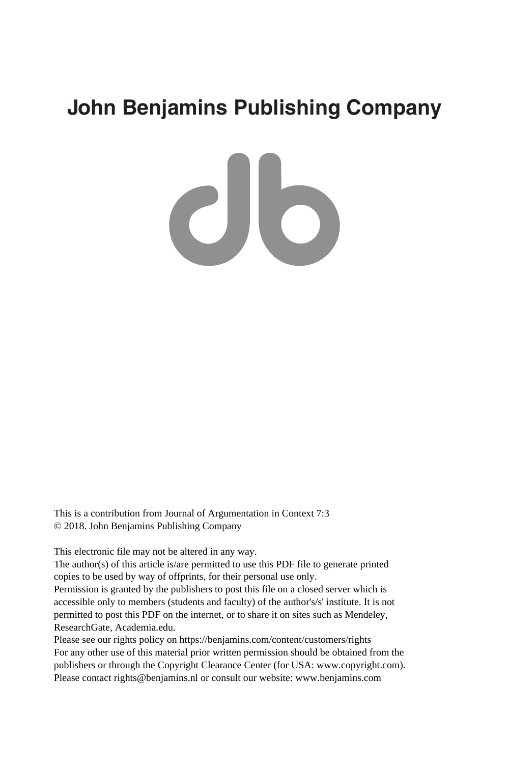# John Benjamins Publishing Company

This is a contribution from Journal of Argumentation in Context 7:3
© 2018. John Benjamins Publishing Company

This electronic file may not be altered in any way.
The author(s) of this article is/are permitted to use this PDF file to generate printed copies to be used by way of offprints, for their personal use only.
Permission is granted by the publishers to post this file on a closed server which is accessible only to members (students and faculty) of the author's/s' institute. It is not permitted to post this PDF on the internet, or to share it on sites such as Mendeley, ResearchGate, Academia.edu.
Please see our rights policy on https://benjamins.com/content/customers/rights
For any other use of this material prior written permission should be obtained from the publishers or through the Copyright Clearance Center (for USA: www.copyright.com).
Please contact rights@benjamins.nl or consult our website: www.benjamins.com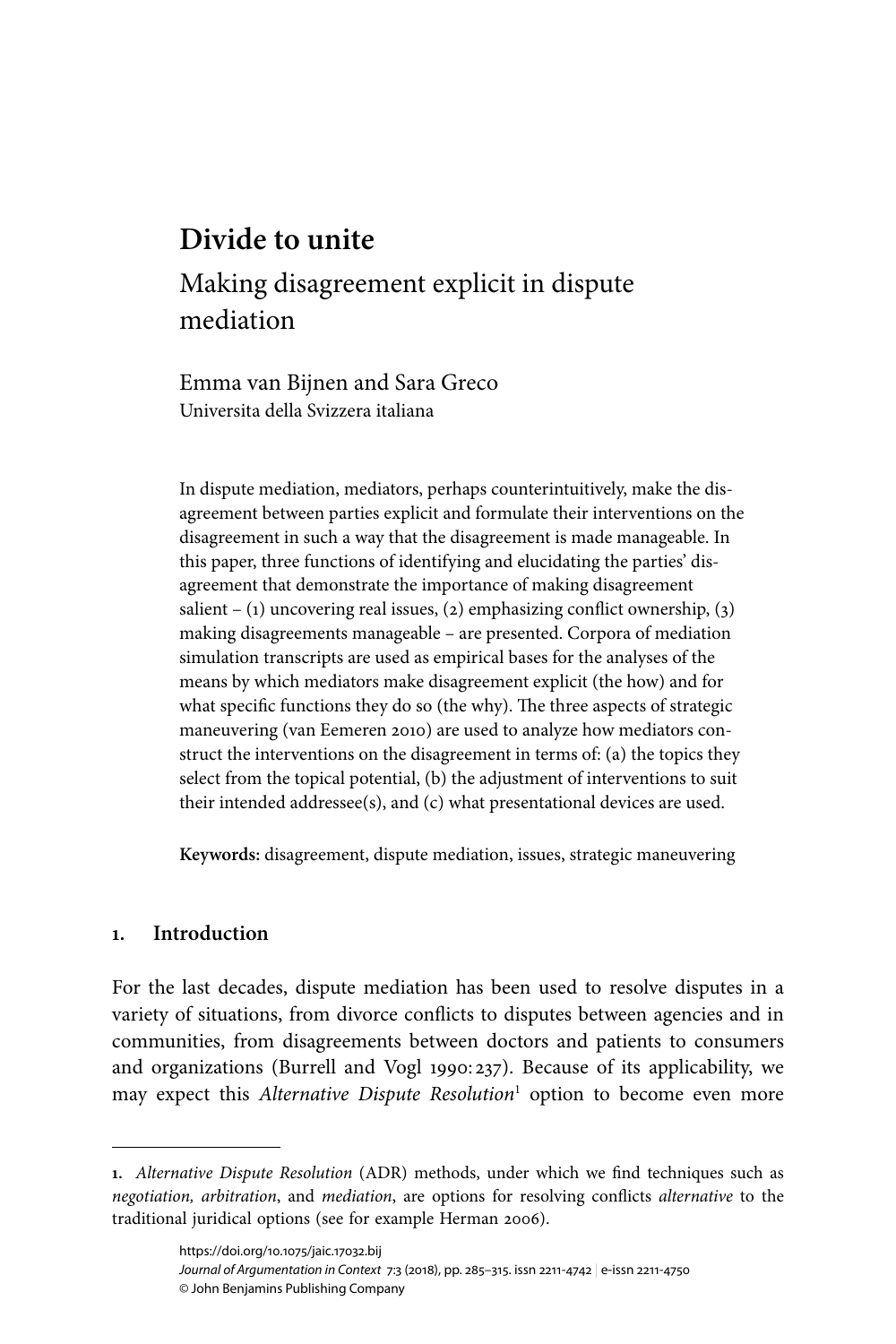# Divide to unite

## Making disagreement explicit in dispute mediation

Emma van Bijnen and Sara Greco
Universita della Svizzera italiana

In dispute mediation, mediators, perhaps counterintuitively, make the disagreement between parties explicit and formulate their interventions on the disagreement in such a way that the disagreement is made manageable. In this paper, three functions of identifying and elucidating the parties' disagreement that demonstrate the importance of making disagreement salient – (1) uncovering real issues, (2) emphasizing conflict ownership, (3) making disagreements manageable – are presented. Corpora of mediation simulation transcripts are used as empirical bases for the analyses of the means by which mediators make disagreement explicit (the how) and for what specific functions they do so (the why). The three aspects of strategic maneuvering (van Eemeren 2010) are used to analyze how mediators construct the interventions on the disagreement in terms of: (a) the topics they select from the topical potential, (b) the adjustment of interventions to suit their intended addressee(s), and (c) what presentational devices are used.

**Keywords:** disagreement, dispute mediation, issues, strategic maneuvering

## 1. Introduction

For the last decades, dispute mediation has been used to resolve disputes in a variety of situations, from divorce conflicts to disputes between agencies and in communities, from disagreements between doctors and patients to consumers and organizations (Burrell and Vogl 1990: 237). Because of its applicability, we may expect this *Alternative Dispute Resolution*[1] option to become even more

1. *Alternative Dispute Resolution* (ADR) methods, under which we find techniques such as *negotiation, arbitration*, and *mediation*, are options for resolving conflicts *alternative* to the traditional juridical options (see for example Herman 2006).

https://doi.org/10.1075/jaic.17032.bij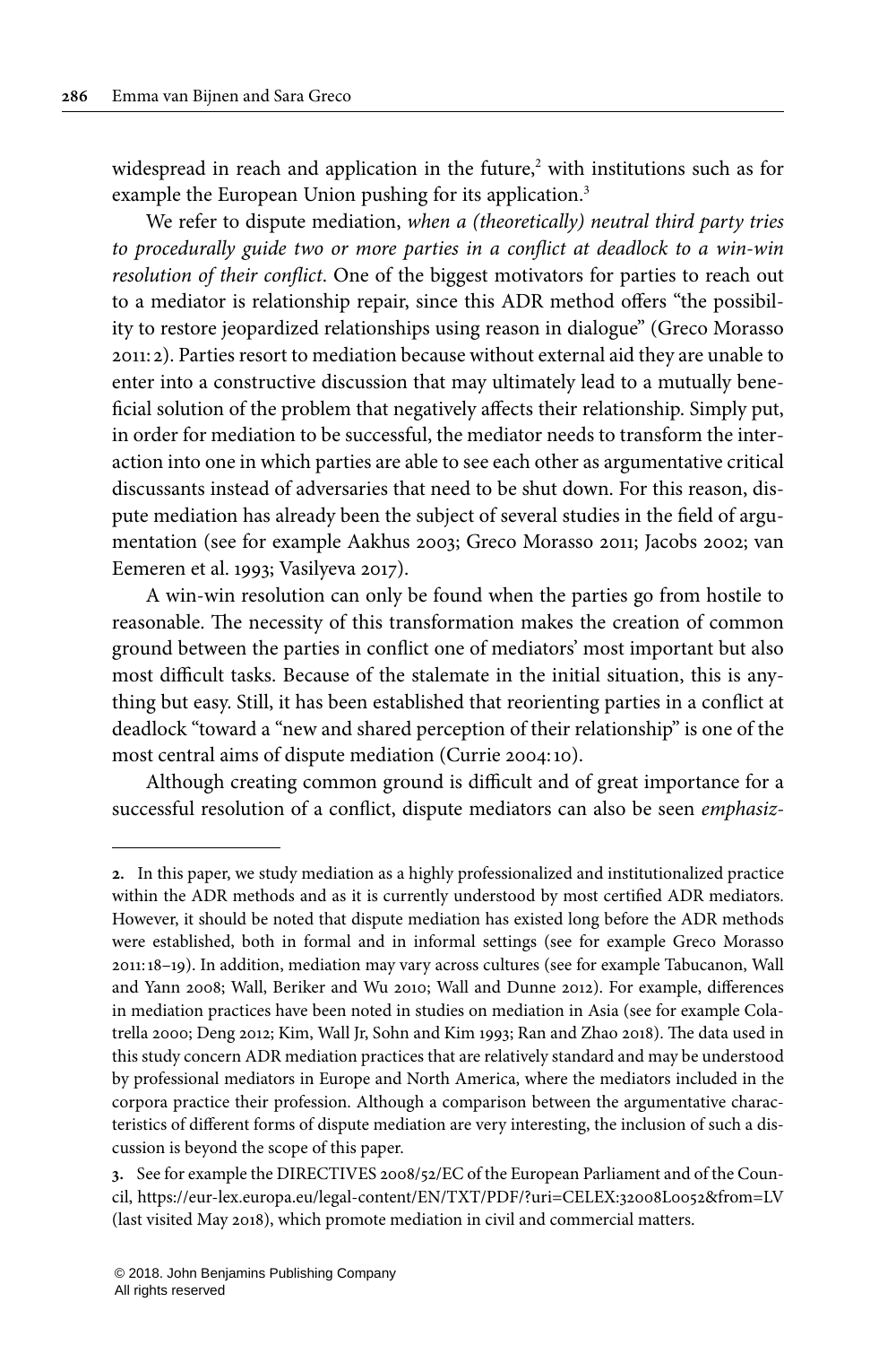widespread in reach and application in the future,[2] with institutions such as for example the European Union pushing for its application.[3]

We refer to dispute mediation, *when a (theoretically) neutral third party tries to procedurally guide two or more parties in a conflict at deadlock to a win-win resolution of their conflict*. One of the biggest motivators for parties to reach out to a mediator is relationship repair, since this ADR method offers "the possibility to restore jeopardized relationships using reason in dialogue" (Greco Morasso 2011: 2). Parties resort to mediation because without external aid they are unable to enter into a constructive discussion that may ultimately lead to a mutually beneficial solution of the problem that negatively affects their relationship. Simply put, in order for mediation to be successful, the mediator needs to transform the interaction into one in which parties are able to see each other as argumentative critical discussants instead of adversaries that need to be shut down. For this reason, dispute mediation has already been the subject of several studies in the field of argumentation (see for example Aakhus 2003; Greco Morasso 2011; Jacobs 2002; van Eemeren et al. 1993; Vasilyeva 2017).

A win-win resolution can only be found when the parties go from hostile to reasonable. The necessity of this transformation makes the creation of common ground between the parties in conflict one of mediators' most important but also most difficult tasks. Because of the stalemate in the initial situation, this is anything but easy. Still, it has been established that reorienting parties in a conflict at deadlock "toward a "new and shared perception of their relationship" is one of the most central aims of dispute mediation (Currie 2004: 10).

Although creating common ground is difficult and of great importance for a successful resolution of a conflict, dispute mediators can also be seen *emphasiz-*

---

2. In this paper, we study mediation as a highly professionalized and institutionalized practice within the ADR methods and as it is currently understood by most certified ADR mediators. However, it should be noted that dispute mediation has existed long before the ADR methods were established, both in formal and in informal settings (see for example Greco Morasso 2011: 18–19). In addition, mediation may vary across cultures (see for example Tabucanon, Wall and Yann 2008; Wall, Beriker and Wu 2010; Wall and Dunne 2012). For example, differences in mediation practices have been noted in studies on mediation in Asia (see for example Colatrella 2000; Deng 2012; Kim, Wall Jr, Sohn and Kim 1993; Ran and Zhao 2018). The data used in this study concern ADR mediation practices that are relatively standard and may be understood by professional mediators in Europe and North America, where the mediators included in the corpora practice their profession. Although a comparison between the argumentative characteristics of different forms of dispute mediation are very interesting, the inclusion of such a discussion is beyond the scope of this paper.

3. See for example the DIRECTIVES 2008/52/EC of the European Parliament and of the Council, https://eur-lex.europa.eu/legal-content/EN/TXT/PDF/?uri=CELEX:32008L0052&from=LV (last visited May 2018), which promote mediation in civil and commercial matters.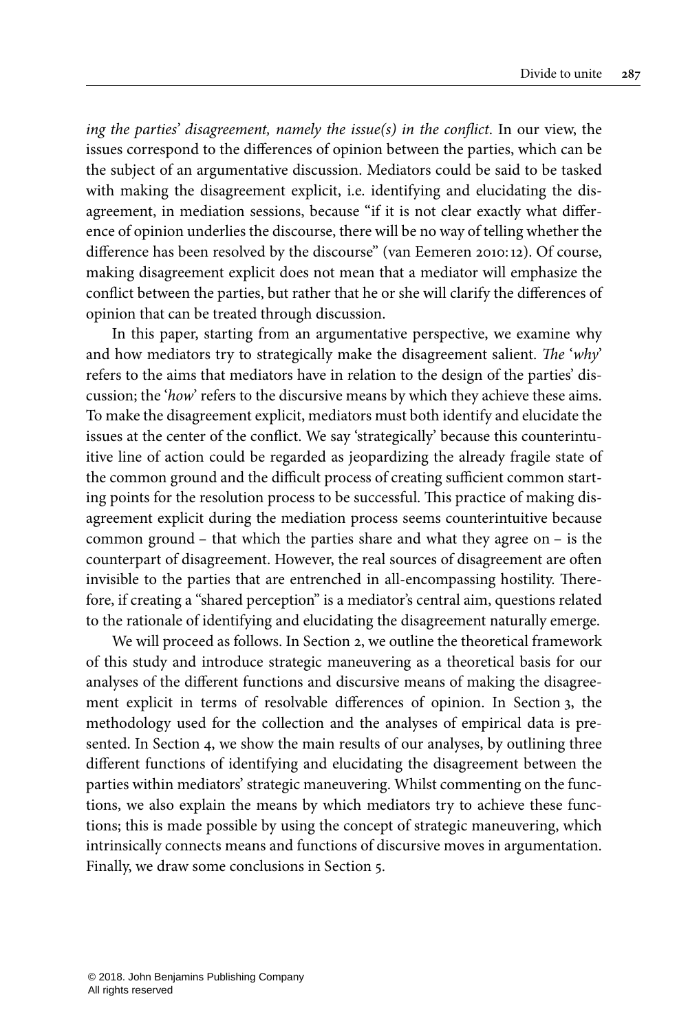*ing the parties' disagreement, namely the issue(s) in the conflict*. In our view, the issues correspond to the differences of opinion between the parties, which can be the subject of an argumentative discussion. Mediators could be said to be tasked with making the disagreement explicit, i.e. identifying and elucidating the disagreement, in mediation sessions, because "if it is not clear exactly what difference of opinion underlies the discourse, there will be no way of telling whether the difference has been resolved by the discourse" (van Eemeren 2010:12). Of course, making disagreement explicit does not mean that a mediator will emphasize the conflict between the parties, but rather that he or she will clarify the differences of opinion that can be treated through discussion.

In this paper, starting from an argumentative perspective, we examine why and how mediators try to strategically make the disagreement salient. *The* '*why*' refers to the aims that mediators have in relation to the design of the parties' discussion; the '*how*' refers to the discursive means by which they achieve these aims. To make the disagreement explicit, mediators must both identify and elucidate the issues at the center of the conflict. We say 'strategically' because this counterintuitive line of action could be regarded as jeopardizing the already fragile state of the common ground and the difficult process of creating sufficient common starting points for the resolution process to be successful. This practice of making disagreement explicit during the mediation process seems counterintuitive because common ground – that which the parties share and what they agree on – is the counterpart of disagreement. However, the real sources of disagreement are often invisible to the parties that are entrenched in all-encompassing hostility. Therefore, if creating a "shared perception" is a mediator's central aim, questions related to the rationale of identifying and elucidating the disagreement naturally emerge.

We will proceed as follows. In Section 2, we outline the theoretical framework of this study and introduce strategic maneuvering as a theoretical basis for our analyses of the different functions and discursive means of making the disagreement explicit in terms of resolvable differences of opinion. In Section 3, the methodology used for the collection and the analyses of empirical data is presented. In Section 4, we show the main results of our analyses, by outlining three different functions of identifying and elucidating the disagreement between the parties within mediators' strategic maneuvering. Whilst commenting on the functions, we also explain the means by which mediators try to achieve these functions; this is made possible by using the concept of strategic maneuvering, which intrinsically connects means and functions of discursive moves in argumentation. Finally, we draw some conclusions in Section 5.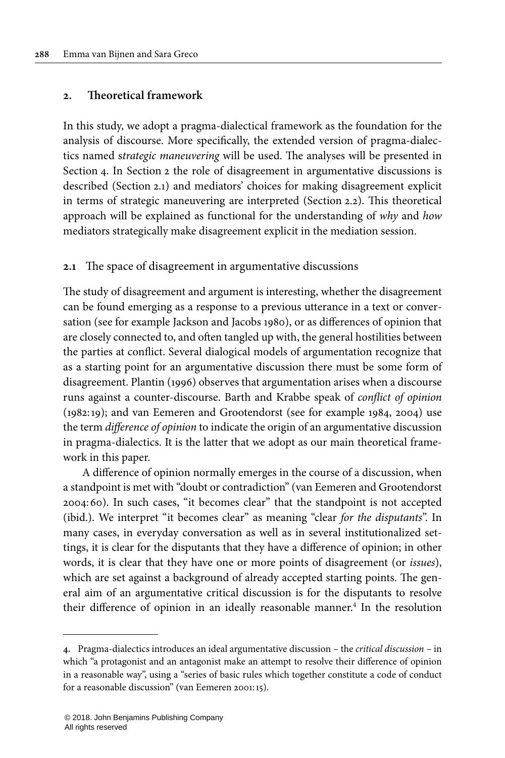## 2. Theoretical framework

In this study, we adopt a pragma-dialectical framework as the foundation for the analysis of discourse. More specifically, the extended version of pragma-dialectics named s*trategic maneuvering* will be used. The analyses will be presented in Section 4. In Section 2 the role of disagreement in argumentative discussions is described (Section 2.1) and mediators' choices for making disagreement explicit in terms of strategic maneuvering are interpreted (Section 2.2). This theoretical approach will be explained as functional for the understanding of *why* and *how* mediators strategically make disagreement explicit in the mediation session.

### 2.1 The space of disagreement in argumentative discussions

The study of disagreement and argument is interesting, whether the disagreement can be found emerging as a response to a previous utterance in a text or conversation (see for example Jackson and Jacobs 1980), or as differences of opinion that are closely connected to, and often tangled up with, the general hostilities between the parties at conflict. Several dialogical models of argumentation recognize that as a starting point for an argumentative discussion there must be some form of disagreement. Plantin (1996) observes that argumentation arises when a discourse runs against a counter-discourse. Barth and Krabbe speak of *conflict of opinion* (1982: 19); and van Eemeren and Grootendorst (see for example 1984, 2004) use the term *difference of opinion* to indicate the origin of an argumentative discussion in pragma-dialectics. It is the latter that we adopt as our main theoretical framework in this paper.

A difference of opinion normally emerges in the course of a discussion, when a standpoint is met with "doubt or contradiction" (van Eemeren and Grootendorst 2004: 60). In such cases, "it becomes clear" that the standpoint is not accepted (ibid.). We interpret "it becomes clear" as meaning "clear *for the disputants*". In many cases, in everyday conversation as well as in several institutionalized settings, it is clear for the disputants that they have a difference of opinion; in other words, it is clear that they have one or more points of disagreement (or *issues*), which are set against a background of already accepted starting points. The general aim of an argumentative critical discussion is for the disputants to resolve their difference of opinion in an ideally reasonable manner.[4] In the resolution

---

4. Pragma-dialectics introduces an ideal argumentative discussion – the *critical discussion* – in which "a protagonist and an antagonist make an attempt to resolve their difference of opinion in a reasonable way", using a "series of basic rules which together constitute a code of conduct for a reasonable discussion" (van Eemeren 2001: 15).

© 2018. John Benjamins Publishing Company
All rights reserved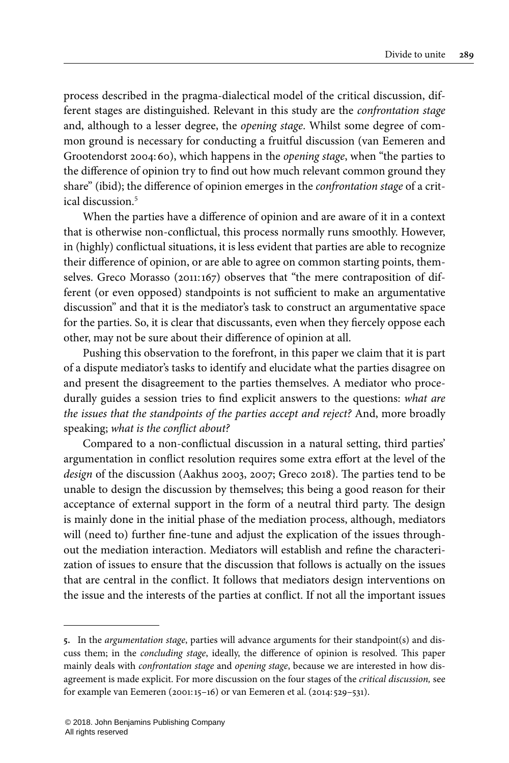process described in the pragma-dialectical model of the critical discussion, different stages are distinguished. Relevant in this study are the *confrontation stage* and, although to a lesser degree, the *opening stage*. Whilst some degree of common ground is necessary for conducting a fruitful discussion (van Eemeren and Grootendorst 2004: 60), which happens in the *opening stage*, when "the parties to the difference of opinion try to find out how much relevant common ground they share" (ibid); the difference of opinion emerges in the *confrontation stage* of a critical discussion.[5]

When the parties have a difference of opinion and are aware of it in a context that is otherwise non-conflictual, this process normally runs smoothly. However, in (highly) conflictual situations, it is less evident that parties are able to recognize their difference of opinion, or are able to agree on common starting points, themselves. Greco Morasso (2011: 167) observes that "the mere contraposition of different (or even opposed) standpoints is not sufficient to make an argumentative discussion" and that it is the mediator's task to construct an argumentative space for the parties. So, it is clear that discussants, even when they fiercely oppose each other, may not be sure about their difference of opinion at all.

Pushing this observation to the forefront, in this paper we claim that it is part of a dispute mediator's tasks to identify and elucidate what the parties disagree on and present the disagreement to the parties themselves. A mediator who procedurally guides a session tries to find explicit answers to the questions: *what are the issues that the standpoints of the parties accept and reject?* And, more broadly speaking; *what is the conflict about?*

Compared to a non-conflictual discussion in a natural setting, third parties' argumentation in conflict resolution requires some extra effort at the level of the *design* of the discussion (Aakhus 2003, 2007; Greco 2018). The parties tend to be unable to design the discussion by themselves; this being a good reason for their acceptance of external support in the form of a neutral third party. The design is mainly done in the initial phase of the mediation process, although, mediators will (need to) further fine-tune and adjust the explication of the issues throughout the mediation interaction. Mediators will establish and refine the characterization of issues to ensure that the discussion that follows is actually on the issues that are central in the conflict. It follows that mediators design interventions on the issue and the interests of the parties at conflict. If not all the important issues

---

5. In the *argumentation stage*, parties will advance arguments for their standpoint(s) and discuss them; in the *concluding stage*, ideally, the difference of opinion is resolved. This paper mainly deals with *confrontation stage* and *opening stage*, because we are interested in how disagreement is made explicit. For more discussion on the four stages of the *critical discussion*, see for example van Eemeren (2001: 15–16) or van Eemeren et al. (2014: 529–531).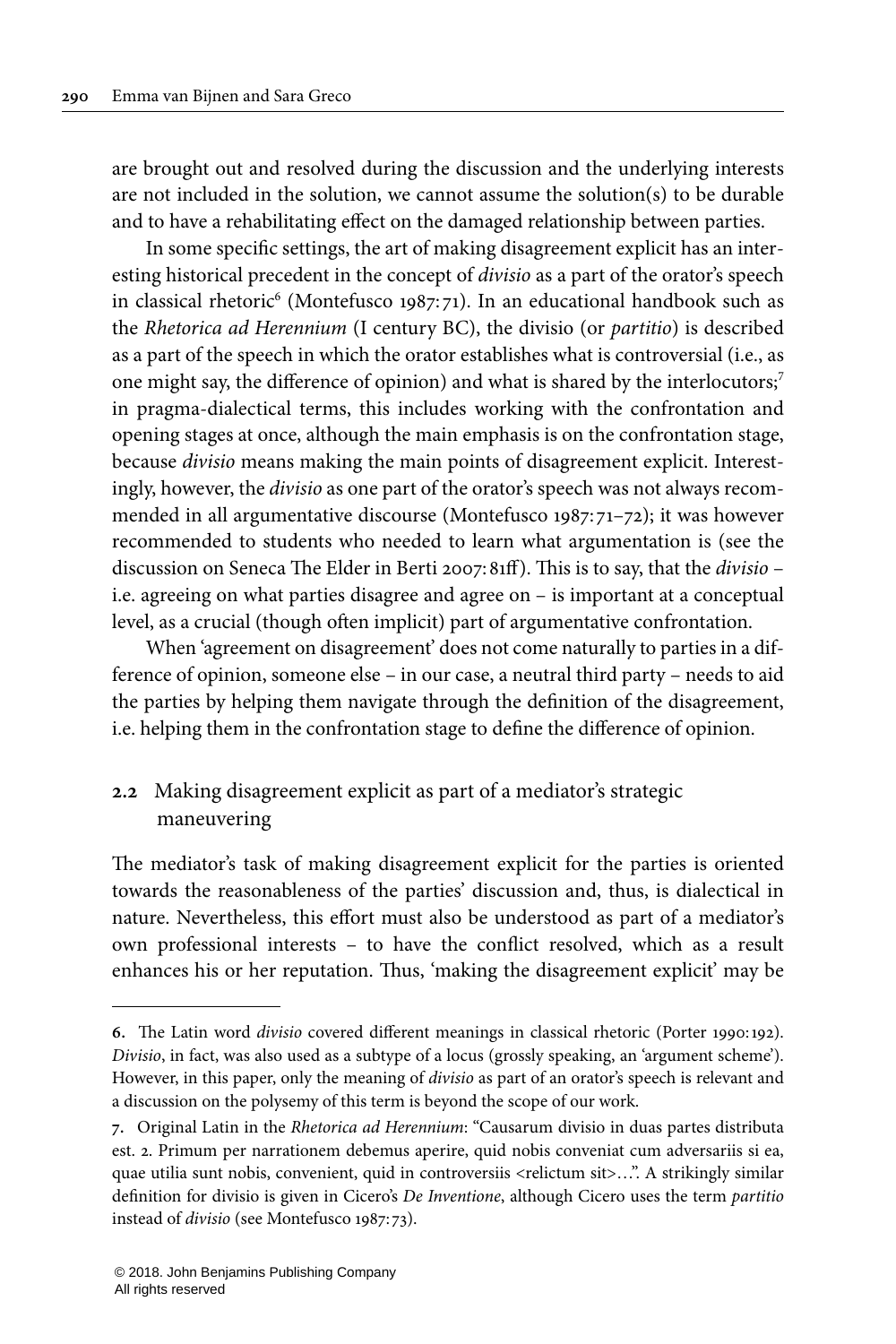are brought out and resolved during the discussion and the underlying interests are not included in the solution, we cannot assume the solution(s) to be durable and to have a rehabilitating effect on the damaged relationship between parties.

In some specific settings, the art of making disagreement explicit has an interesting historical precedent in the concept of *divisio* as a part of the orator's speech in classical rhetoric[6] (Montefusco 1987: 71). In an educational handbook such as the *Rhetorica ad Herennium* (I century BC), the divisio (or *partitio*) is described as a part of the speech in which the orator establishes what is controversial (i.e., as one might say, the difference of opinion) and what is shared by the interlocutors;[7] in pragma-dialectical terms, this includes working with the confrontation and opening stages at once, although the main emphasis is on the confrontation stage, because *divisio* means making the main points of disagreement explicit. Interestingly, however, the *divisio* as one part of the orator's speech was not always recommended in all argumentative discourse (Montefusco 1987: 71–72); it was however recommended to students who needed to learn what argumentation is (see the discussion on Seneca The Elder in Berti 2007: 81ff). This is to say, that the *divisio* – i.e. agreeing on what parties disagree and agree on – is important at a conceptual level, as a crucial (though often implicit) part of argumentative confrontation.

When 'agreement on disagreement' does not come naturally to parties in a difference of opinion, someone else – in our case, a neutral third party – needs to aid the parties by helping them navigate through the definition of the disagreement, i.e. helping them in the confrontation stage to define the difference of opinion.

### 2.2 Making disagreement explicit as part of a mediator's strategic maneuvering

The mediator's task of making disagreement explicit for the parties is oriented towards the reasonableness of the parties' discussion and, thus, is dialectical in nature. Nevertheless, this effort must also be understood as part of a mediator's own professional interests – to have the conflict resolved, which as a result enhances his or her reputation. Thus, 'making the disagreement explicit' may be

---

6. The Latin word *divisio* covered different meanings in classical rhetoric (Porter 1990: 192). *Divisio*, in fact, was also used as a subtype of a locus (grossly speaking, an 'argument scheme'). However, in this paper, only the meaning of *divisio* as part of an orator's speech is relevant and a discussion on the polysemy of this term is beyond the scope of our work.

7. Original Latin in the *Rhetorica ad Herennium*: "Causarum divisio in duas partes distributa est. 2. Primum per narrationem debemus aperire, quid nobis conveniat cum adversariis si ea, quae utilia sunt nobis, convenient, quid in controversiis <relictum sit>…". A strikingly similar definition for divisio is given in Cicero's *De Inventione*, although Cicero uses the term *partitio* instead of *divisio* (see Montefusco 1987: 73).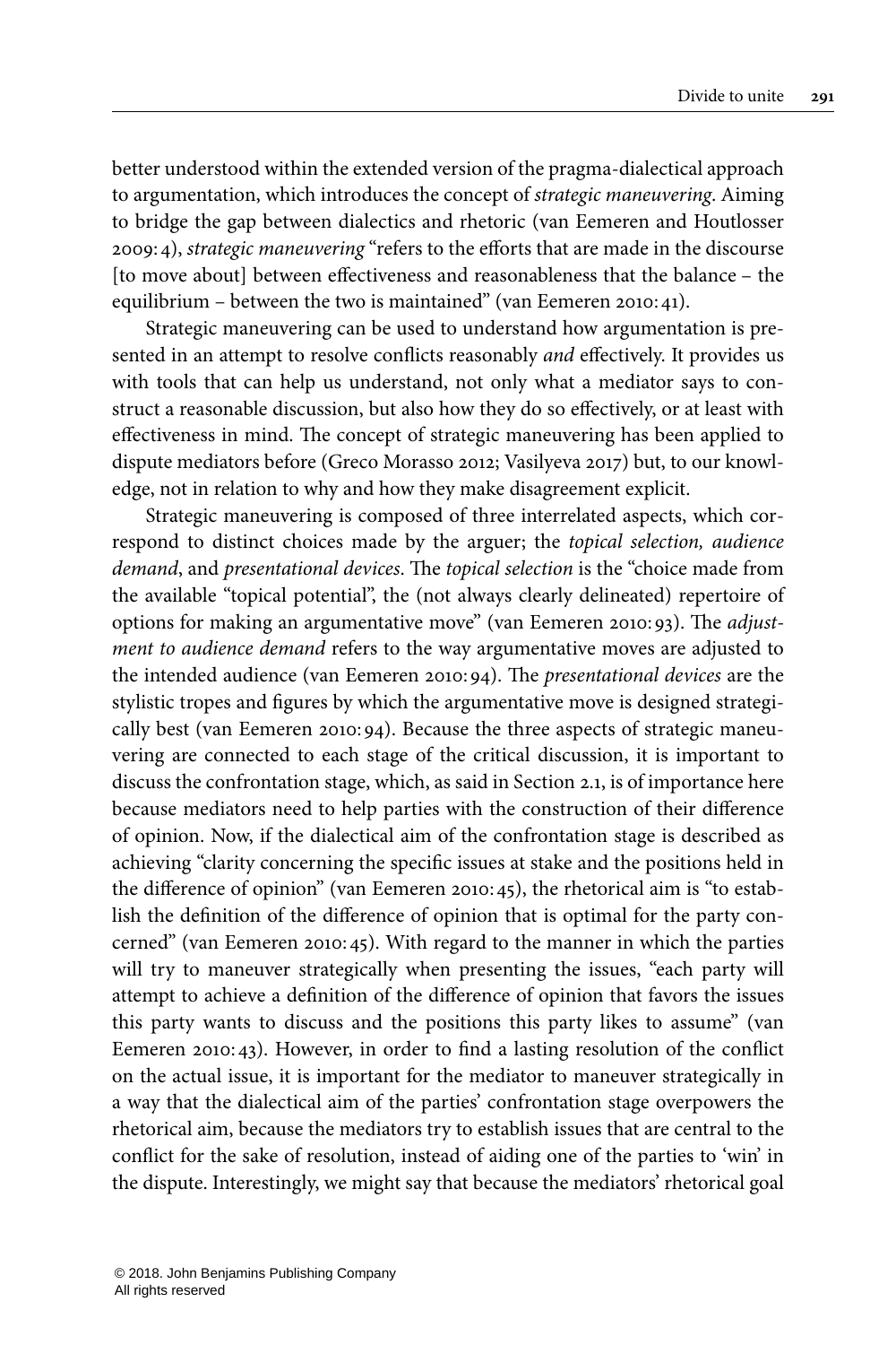better understood within the extended version of the pragma-dialectical approach to argumentation, which introduces the concept of *strategic maneuvering*. Aiming to bridge the gap between dialectics and rhetoric (van Eemeren and Houtlosser 2009: 4), *strategic maneuvering* "refers to the efforts that are made in the discourse [to move about] between effectiveness and reasonableness that the balance – the equilibrium – between the two is maintained" (van Eemeren 2010: 41).

Strategic maneuvering can be used to understand how argumentation is presented in an attempt to resolve conflicts reasonably *and* effectively. It provides us with tools that can help us understand, not only what a mediator says to construct a reasonable discussion, but also how they do so effectively, or at least with effectiveness in mind. The concept of strategic maneuvering has been applied to dispute mediators before (Greco Morasso 2012; Vasilyeva 2017) but, to our knowledge, not in relation to why and how they make disagreement explicit.

Strategic maneuvering is composed of three interrelated aspects, which correspond to distinct choices made by the arguer; the *topical selection, audience demand*, and *presentational devices*. The *topical selection* is the "choice made from the available "topical potential", the (not always clearly delineated) repertoire of options for making an argumentative move" (van Eemeren 2010: 93). The *adjustment to audience demand* refers to the way argumentative moves are adjusted to the intended audience (van Eemeren 2010: 94). The *presentational devices* are the stylistic tropes and figures by which the argumentative move is designed strategically best (van Eemeren 2010: 94). Because the three aspects of strategic maneuvering are connected to each stage of the critical discussion, it is important to discuss the confrontation stage, which, as said in Section 2.1, is of importance here because mediators need to help parties with the construction of their difference of opinion. Now, if the dialectical aim of the confrontation stage is described as achieving "clarity concerning the specific issues at stake and the positions held in the difference of opinion" (van Eemeren 2010: 45), the rhetorical aim is "to establish the definition of the difference of opinion that is optimal for the party concerned" (van Eemeren 2010: 45). With regard to the manner in which the parties will try to maneuver strategically when presenting the issues, "each party will attempt to achieve a definition of the difference of opinion that favors the issues this party wants to discuss and the positions this party likes to assume" (van Eemeren 2010: 43). However, in order to find a lasting resolution of the conflict on the actual issue, it is important for the mediator to maneuver strategically in a way that the dialectical aim of the parties' confrontation stage overpowers the rhetorical aim, because the mediators try to establish issues that are central to the conflict for the sake of resolution, instead of aiding one of the parties to 'win' in the dispute. Interestingly, we might say that because the mediators' rhetorical goal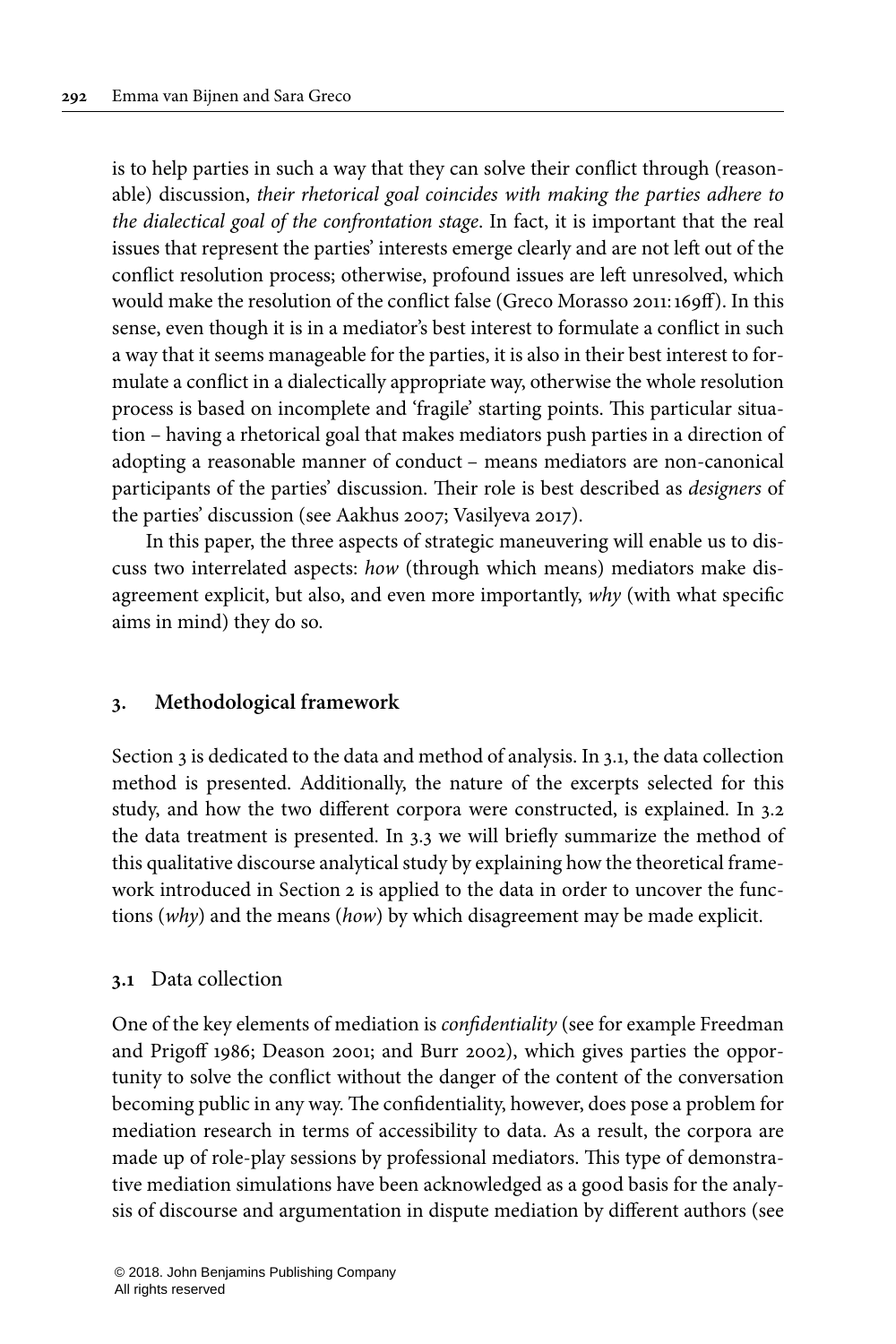is to help parties in such a way that they can solve their conflict through (reasonable) discussion, *their rhetorical goal coincides with making the parties adhere to the dialectical goal of the confrontation stage*. In fact, it is important that the real issues that represent the parties' interests emerge clearly and are not left out of the conflict resolution process; otherwise, profound issues are left unresolved, which would make the resolution of the conflict false (Greco Morasso 2011: 169ff). In this sense, even though it is in a mediator's best interest to formulate a conflict in such a way that it seems manageable for the parties, it is also in their best interest to formulate a conflict in a dialectically appropriate way, otherwise the whole resolution process is based on incomplete and 'fragile' starting points. This particular situation – having a rhetorical goal that makes mediators push parties in a direction of adopting a reasonable manner of conduct – means mediators are non-canonical participants of the parties' discussion. Their role is best described as *designers* of the parties' discussion (see Aakhus 2007; Vasilyeva 2017).

In this paper, the three aspects of strategic maneuvering will enable us to discuss two interrelated aspects: *how* (through which means) mediators make disagreement explicit, but also, and even more importantly, *why* (with what specific aims in mind) they do so.

## 3. Methodological framework

Section 3 is dedicated to the data and method of analysis. In 3.1, the data collection method is presented. Additionally, the nature of the excerpts selected for this study, and how the two different corpora were constructed, is explained. In 3.2 the data treatment is presented. In 3.3 we will briefly summarize the method of this qualitative discourse analytical study by explaining how the theoretical framework introduced in Section 2 is applied to the data in order to uncover the functions (*why*) and the means (*how*) by which disagreement may be made explicit.

### 3.1 Data collection

One of the key elements of mediation is *confidentiality* (see for example Freedman and Prigoff 1986; Deason 2001; and Burr 2002), which gives parties the opportunity to solve the conflict without the danger of the content of the conversation becoming public in any way. The confidentiality, however, does pose a problem for mediation research in terms of accessibility to data. As a result, the corpora are made up of role-play sessions by professional mediators. This type of demonstrative mediation simulations have been acknowledged as a good basis for the analysis of discourse and argumentation in dispute mediation by different authors (see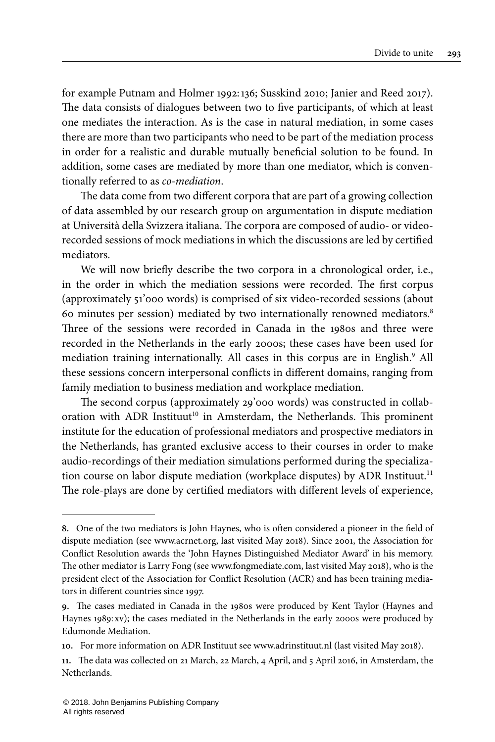for example Putnam and Holmer 1992: 136; Susskind 2010; Janier and Reed 2017). The data consists of dialogues between two to five participants, of which at least one mediates the interaction. As is the case in natural mediation, in some cases there are more than two participants who need to be part of the mediation process in order for a realistic and durable mutually beneficial solution to be found. In addition, some cases are mediated by more than one mediator, which is conventionally referred to as *co-mediation*.

The data come from two different corpora that are part of a growing collection of data assembled by our research group on argumentation in dispute mediation at Università della Svizzera italiana. The corpora are composed of audio- or video-recorded sessions of mock mediations in which the discussions are led by certified mediators.

We will now briefly describe the two corpora in a chronological order, i.e., in the order in which the mediation sessions were recorded. The first corpus (approximately 51'000 words) is comprised of six video-recorded sessions (about 60 minutes per session) mediated by two internationally renowned mediators.[8] Three of the sessions were recorded in Canada in the 1980s and three were recorded in the Netherlands in the early 2000s; these cases have been used for mediation training internationally. All cases in this corpus are in English.[9] All these sessions concern interpersonal conflicts in different domains, ranging from family mediation to business mediation and workplace mediation.

The second corpus (approximately 29'000 words) was constructed in collaboration with ADR Instituut[10] in Amsterdam, the Netherlands. This prominent institute for the education of professional mediators and prospective mediators in the Netherlands, has granted exclusive access to their courses in order to make audio-recordings of their mediation simulations performed during the specialization course on labor dispute mediation (workplace disputes) by ADR Instituut.[11] The role-plays are done by certified mediators with different levels of experience,

---

**8.** One of the two mediators is John Haynes, who is often considered a pioneer in the field of dispute mediation (see www.acrnet.org, last visited May 2018). Since 2001, the Association for Conflict Resolution awards the 'John Haynes Distinguished Mediator Award' in his memory. The other mediator is Larry Fong (see www.fongmediate.com, last visited May 2018), who is the president elect of the Association for Conflict Resolution (ACR) and has been training mediators in different countries since 1997.

**9.** The cases mediated in Canada in the 1980s were produced by Kent Taylor (Haynes and Haynes 1989: xv); the cases mediated in the Netherlands in the early 2000s were produced by Edumonde Mediation.

**10.** For more information on ADR Instituut see www.adrinstituut.nl (last visited May 2018).

**11.** The data was collected on 21 March, 22 March, 4 April, and 5 April 2016, in Amsterdam, the Netherlands.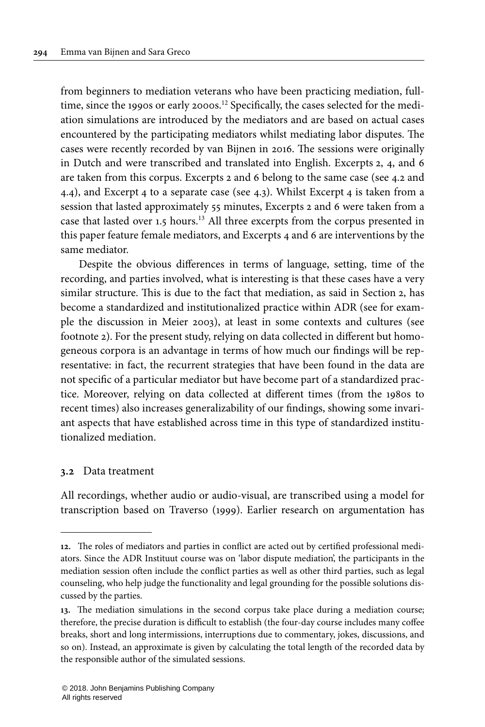from beginners to mediation veterans who have been practicing mediation, full-time, since the 1990s or early 2000s.[12] Specifically, the cases selected for the mediation simulations are introduced by the mediators and are based on actual cases encountered by the participating mediators whilst mediating labor disputes. The cases were recently recorded by van Bijnen in 2016. The sessions were originally in Dutch and were transcribed and translated into English. Excerpts 2, 4, and 6 are taken from this corpus. Excerpts 2 and 6 belong to the same case (see 4.2 and 4.4), and Excerpt 4 to a separate case (see 4.3). Whilst Excerpt 4 is taken from a session that lasted approximately 55 minutes, Excerpts 2 and 6 were taken from a case that lasted over 1.5 hours.[13] All three excerpts from the corpus presented in this paper feature female mediators, and Excerpts 4 and 6 are interventions by the same mediator.

Despite the obvious differences in terms of language, setting, time of the recording, and parties involved, what is interesting is that these cases have a very similar structure. This is due to the fact that mediation, as said in Section 2, has become a standardized and institutionalized practice within ADR (see for example the discussion in Meier 2003), at least in some contexts and cultures (see footnote 2). For the present study, relying on data collected in different but homogeneous corpora is an advantage in terms of how much our findings will be representative: in fact, the recurrent strategies that have been found in the data are not specific of a particular mediator but have become part of a standardized practice. Moreover, relying on data collected at different times (from the 1980s to recent times) also increases generalizability of our findings, showing some invariant aspects that have established across time in this type of standardized institutionalized mediation.

### 3.2 Data treatment

All recordings, whether audio or audio-visual, are transcribed using a model for transcription based on Traverso (1999). Earlier research on argumentation has

---

12. The roles of mediators and parties in conflict are acted out by certified professional mediators. Since the ADR Instituut course was on 'labor dispute mediation', the participants in the mediation session often include the conflict parties as well as other third parties, such as legal counseling, who help judge the functionality and legal grounding for the possible solutions discussed by the parties.

13. The mediation simulations in the second corpus take place during a mediation course; therefore, the precise duration is difficult to establish (the four-day course includes many coffee breaks, short and long intermissions, interruptions due to commentary, jokes, discussions, and so on). Instead, an approximate is given by calculating the total length of the recorded data by the responsible author of the simulated sessions.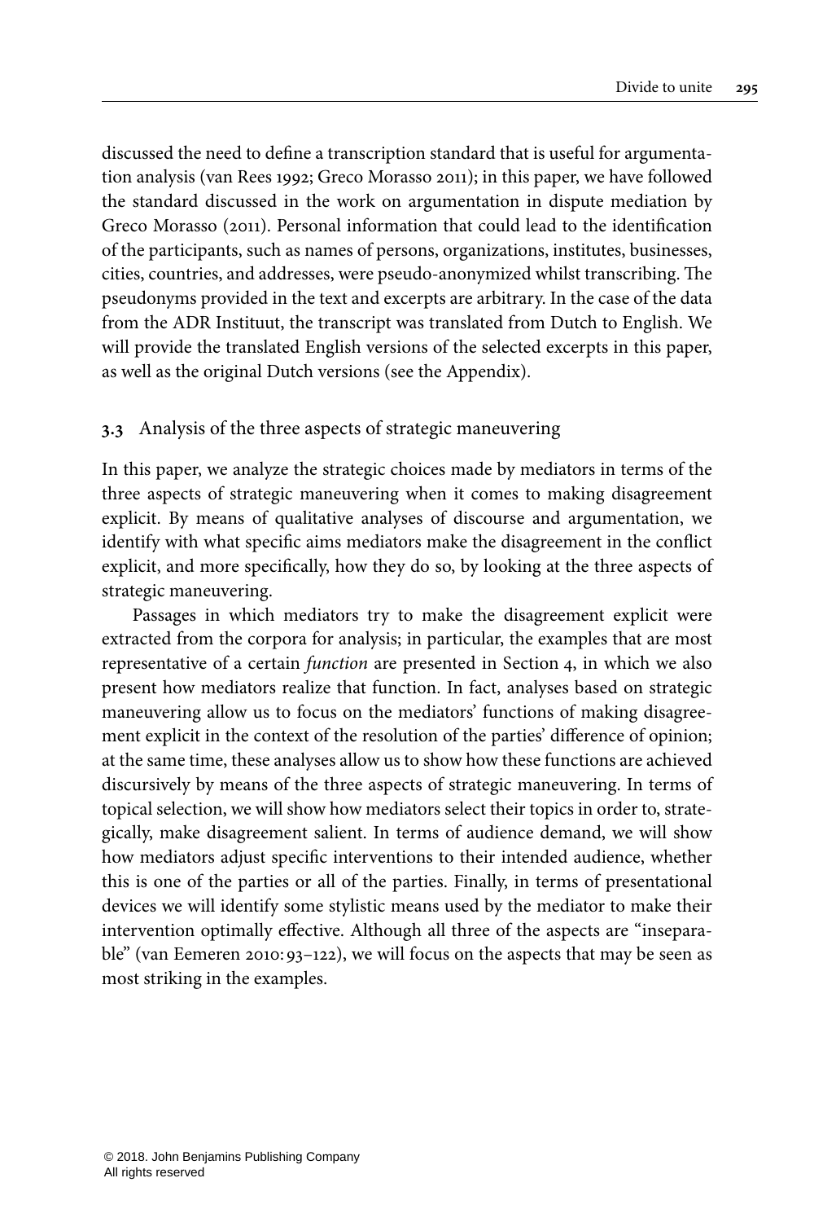discussed the need to define a transcription standard that is useful for argumentation analysis (van Rees 1992; Greco Morasso 2011); in this paper, we have followed the standard discussed in the work on argumentation in dispute mediation by Greco Morasso (2011). Personal information that could lead to the identification of the participants, such as names of persons, organizations, institutes, businesses, cities, countries, and addresses, were pseudo-anonymized whilst transcribing. The pseudonyms provided in the text and excerpts are arbitrary. In the case of the data from the ADR Instituut, the transcript was translated from Dutch to English. We will provide the translated English versions of the selected excerpts in this paper, as well as the original Dutch versions (see the Appendix).

### 3.3 Analysis of the three aspects of strategic maneuvering

In this paper, we analyze the strategic choices made by mediators in terms of the three aspects of strategic maneuvering when it comes to making disagreement explicit. By means of qualitative analyses of discourse and argumentation, we identify with what specific aims mediators make the disagreement in the conflict explicit, and more specifically, how they do so, by looking at the three aspects of strategic maneuvering.

Passages in which mediators try to make the disagreement explicit were extracted from the corpora for analysis; in particular, the examples that are most representative of a certain *function* are presented in Section 4, in which we also present how mediators realize that function. In fact, analyses based on strategic maneuvering allow us to focus on the mediators' functions of making disagreement explicit in the context of the resolution of the parties' difference of opinion; at the same time, these analyses allow us to show how these functions are achieved discursively by means of the three aspects of strategic maneuvering. In terms of topical selection, we will show how mediators select their topics in order to, strategically, make disagreement salient. In terms of audience demand, we will show how mediators adjust specific interventions to their intended audience, whether this is one of the parties or all of the parties. Finally, in terms of presentational devices we will identify some stylistic means used by the mediator to make their intervention optimally effective. Although all three of the aspects are "inseparable" (van Eemeren 2010: 93–122), we will focus on the aspects that may be seen as most striking in the examples.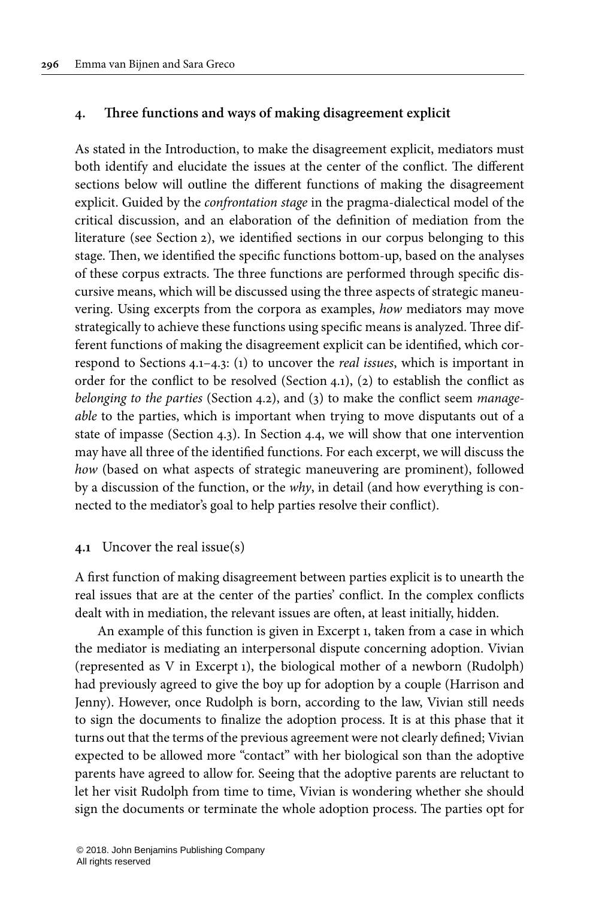## 4. Three functions and ways of making disagreement explicit

As stated in the Introduction, to make the disagreement explicit, mediators must both identify and elucidate the issues at the center of the conflict. The different sections below will outline the different functions of making the disagreement explicit. Guided by the *confrontation stage* in the pragma-dialectical model of the critical discussion, and an elaboration of the definition of mediation from the literature (see Section 2), we identified sections in our corpus belonging to this stage. Then, we identified the specific functions bottom-up, based on the analyses of these corpus extracts. The three functions are performed through specific discursive means, which will be discussed using the three aspects of strategic maneuvering. Using excerpts from the corpora as examples, *how* mediators may move strategically to achieve these functions using specific means is analyzed. Three different functions of making the disagreement explicit can be identified, which correspond to Sections 4.1–4.3: (1) to uncover the *real issues*, which is important in order for the conflict to be resolved (Section 4.1), (2) to establish the conflict as *belonging to the parties* (Section 4.2), and (3) to make the conflict seem *manageable* to the parties, which is important when trying to move disputants out of a state of impasse (Section 4.3). In Section 4.4, we will show that one intervention may have all three of the identified functions. For each excerpt, we will discuss the *how* (based on what aspects of strategic maneuvering are prominent), followed by a discussion of the function, or the *why*, in detail (and how everything is connected to the mediator's goal to help parties resolve their conflict).

### 4.1 Uncover the real issue(s)

A first function of making disagreement between parties explicit is to unearth the real issues that are at the center of the parties' conflict. In the complex conflicts dealt with in mediation, the relevant issues are often, at least initially, hidden.

An example of this function is given in Excerpt 1, taken from a case in which the mediator is mediating an interpersonal dispute concerning adoption. Vivian (represented as V in Excerpt 1), the biological mother of a newborn (Rudolph) had previously agreed to give the boy up for adoption by a couple (Harrison and Jenny). However, once Rudolph is born, according to the law, Vivian still needs to sign the documents to finalize the adoption process. It is at this phase that it turns out that the terms of the previous agreement were not clearly defined; Vivian expected to be allowed more "contact" with her biological son than the adoptive parents have agreed to allow for. Seeing that the adoptive parents are reluctant to let her visit Rudolph from time to time, Vivian is wondering whether she should sign the documents or terminate the whole adoption process. The parties opt for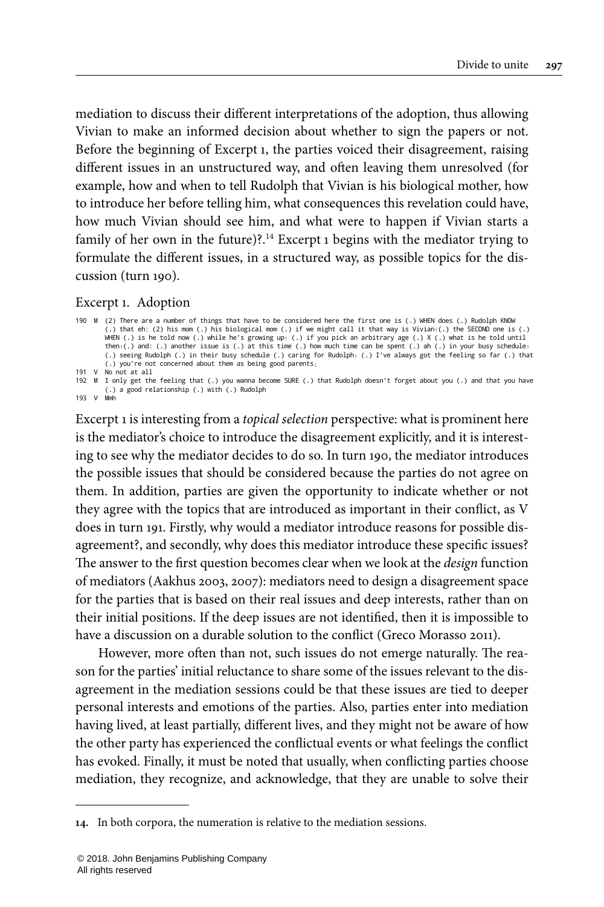mediation to discuss their different interpretations of the adoption, thus allowing Vivian to make an informed decision about whether to sign the papers or not. Before the beginning of Excerpt 1, the parties voiced their disagreement, raising different issues in an unstructured way, and often leaving them unresolved (for example, how and when to tell Rudolph that Vivian is his biological mother, how to introduce her before telling him, what consequences this revelation could have, how much Vivian should see him, and what were to happen if Vivian starts a family of her own in the future)?.[14] Excerpt 1 begins with the mediator trying to formulate the different issues, in a structured way, as possible topics for the discussion (turn 190).

Excerpt 1. Adoption

```
190  M  (2) There are a number of things that have to be considered here the first one is (.) WHEN does (.) Rudolph KNOW
        (.) that eh: (2) his mom (.) his biological mom (.) if we might call it that way is Vivian↑(.) the SECOND one is (.)
        WHEN (.) is he told now (.) while he's growing up↑ (.) if you pick an arbitrary age (.) X (.) what is he told until
        then↑(.) and: (.) another issue is (.) at this time (.) how much time can be spent (.) ah (.) in your busy schedule↑
        (.) seeing Rudolph (.) in their busy schedule (.) caring for Rudolph↑ (.) I've always got the feeling so far (.) that
        (.) you're not concerned about them as being good parents↓
191  V  No not at all
192  M  I only get the feeling that (.) you wanna become SURE (.) that Rudolph doesn't forget about you (.) and that you have
        (.) a good relationship (.) with (.) Rudolph
193  V  Mmh
```

Excerpt 1 is interesting from a *topical selection* perspective: what is prominent here is the mediator's choice to introduce the disagreement explicitly, and it is interesting to see why the mediator decides to do so. In turn 190, the mediator introduces the possible issues that should be considered because the parties do not agree on them. In addition, parties are given the opportunity to indicate whether or not they agree with the topics that are introduced as important in their conflict, as V does in turn 191. Firstly, why would a mediator introduce reasons for possible disagreement?, and secondly, why does this mediator introduce these specific issues? The answer to the first question becomes clear when we look at the *design* function of mediators (Aakhus 2003, 2007): mediators need to design a disagreement space for the parties that is based on their real issues and deep interests, rather than on their initial positions. If the deep issues are not identified, then it is impossible to have a discussion on a durable solution to the conflict (Greco Morasso 2011).

However, more often than not, such issues do not emerge naturally. The reason for the parties' initial reluctance to share some of the issues relevant to the disagreement in the mediation sessions could be that these issues are tied to deeper personal interests and emotions of the parties. Also, parties enter into mediation having lived, at least partially, different lives, and they might not be aware of how the other party has experienced the conflictual events or what feelings the conflict has evoked. Finally, it must be noted that usually, when conflicting parties choose mediation, they recognize, and acknowledge, that they are unable to solve their

---

14. In both corpora, the numeration is relative to the mediation sessions.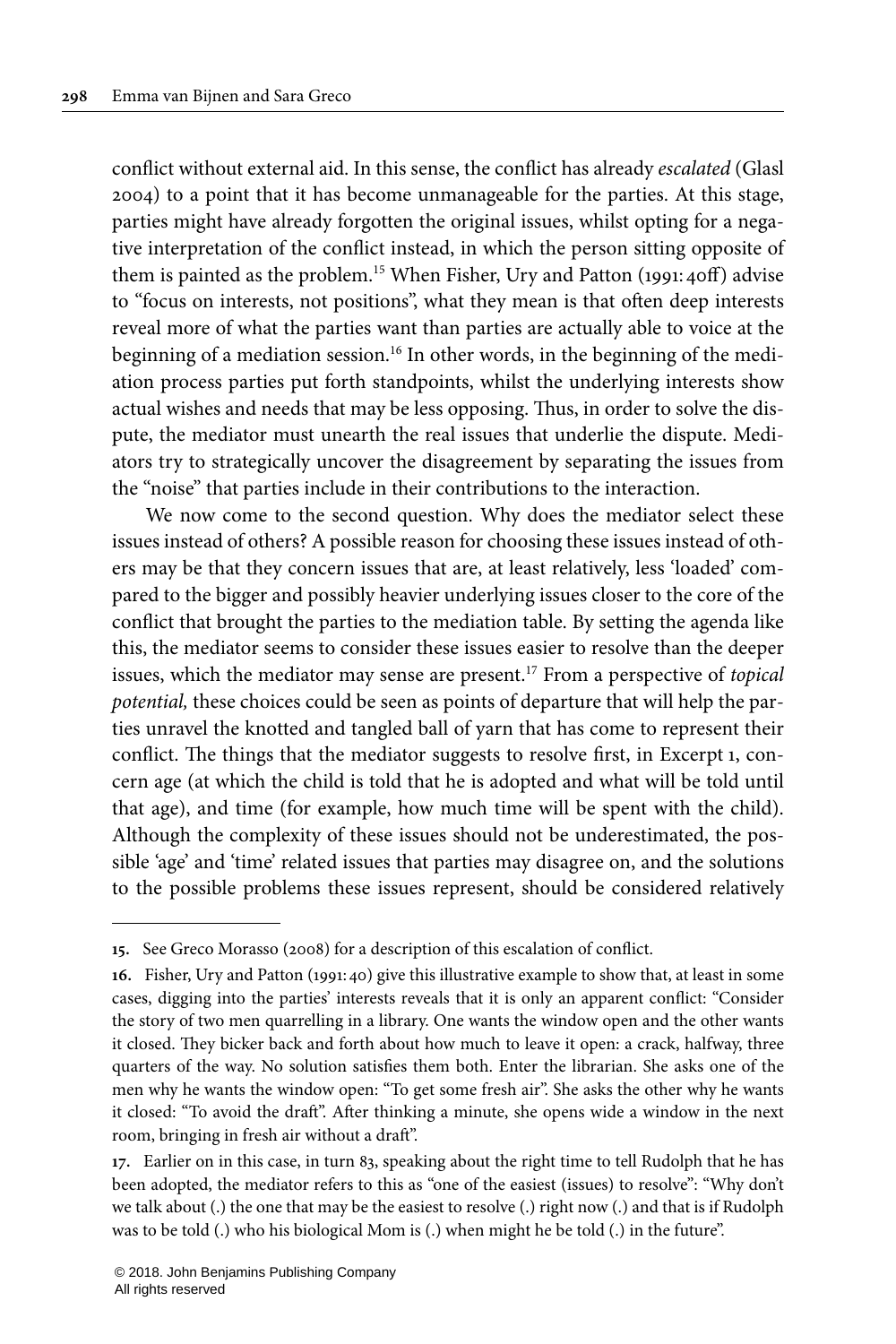conflict without external aid. In this sense, the conflict has already *escalated* (Glasl 2004) to a point that it has become unmanageable for the parties. At this stage, parties might have already forgotten the original issues, whilst opting for a negative interpretation of the conflict instead, in which the person sitting opposite of them is painted as the problem.[15] When Fisher, Ury and Patton (1991: 40ff) advise to "focus on interests, not positions", what they mean is that often deep interests reveal more of what the parties want than parties are actually able to voice at the beginning of a mediation session.[16] In other words, in the beginning of the mediation process parties put forth standpoints, whilst the underlying interests show actual wishes and needs that may be less opposing. Thus, in order to solve the dispute, the mediator must unearth the real issues that underlie the dispute. Mediators try to strategically uncover the disagreement by separating the issues from the "noise" that parties include in their contributions to the interaction.

We now come to the second question. Why does the mediator select these issues instead of others? A possible reason for choosing these issues instead of others may be that they concern issues that are, at least relatively, less 'loaded' compared to the bigger and possibly heavier underlying issues closer to the core of the conflict that brought the parties to the mediation table. By setting the agenda like this, the mediator seems to consider these issues easier to resolve than the deeper issues, which the mediator may sense are present.[17] From a perspective of *topical potential,* these choices could be seen as points of departure that will help the parties unravel the knotted and tangled ball of yarn that has come to represent their conflict. The things that the mediator suggests to resolve first, in Excerpt 1, concern age (at which the child is told that he is adopted and what will be told until that age), and time (for example, how much time will be spent with the child). Although the complexity of these issues should not be underestimated, the possible 'age' and 'time' related issues that parties may disagree on, and the solutions to the possible problems these issues represent, should be considered relatively

---

**15.** See Greco Morasso (2008) for a description of this escalation of conflict.

**16.** Fisher, Ury and Patton (1991: 40) give this illustrative example to show that, at least in some cases, digging into the parties' interests reveals that it is only an apparent conflict: "Consider the story of two men quarrelling in a library. One wants the window open and the other wants it closed. They bicker back and forth about how much to leave it open: a crack, halfway, three quarters of the way. No solution satisfies them both. Enter the librarian. She asks one of the men why he wants the window open: "To get some fresh air". She asks the other why he wants it closed: "To avoid the draft". After thinking a minute, she opens wide a window in the next room, bringing in fresh air without a draft".

**17.** Earlier on in this case, in turn 83, speaking about the right time to tell Rudolph that he has been adopted, the mediator refers to this as "one of the easiest (issues) to resolve": "Why don't we talk about (.) the one that may be the easiest to resolve (.) right now (.) and that is if Rudolph was to be told (.) who his biological Mom is (.) when might he be told (.) in the future".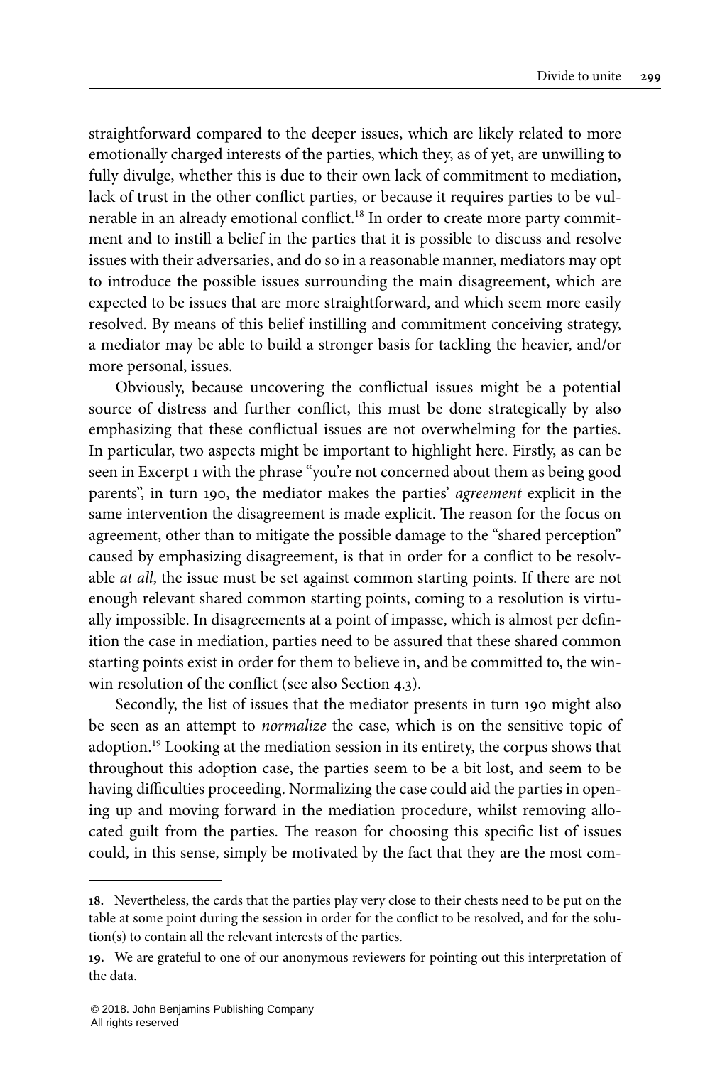straightforward compared to the deeper issues, which are likely related to more emotionally charged interests of the parties, which they, as of yet, are unwilling to fully divulge, whether this is due to their own lack of commitment to mediation, lack of trust in the other conflict parties, or because it requires parties to be vulnerable in an already emotional conflict.[18] In order to create more party commitment and to instill a belief in the parties that it is possible to discuss and resolve issues with their adversaries, and do so in a reasonable manner, mediators may opt to introduce the possible issues surrounding the main disagreement, which are expected to be issues that are more straightforward, and which seem more easily resolved. By means of this belief instilling and commitment conceiving strategy, a mediator may be able to build a stronger basis for tackling the heavier, and/or more personal, issues.

Obviously, because uncovering the conflictual issues might be a potential source of distress and further conflict, this must be done strategically by also emphasizing that these conflictual issues are not overwhelming for the parties. In particular, two aspects might be important to highlight here. Firstly, as can be seen in Excerpt 1 with the phrase "you're not concerned about them as being good parents", in turn 190, the mediator makes the parties' *agreement* explicit in the same intervention the disagreement is made explicit. The reason for the focus on agreement, other than to mitigate the possible damage to the "shared perception" caused by emphasizing disagreement, is that in order for a conflict to be resolvable *at all*, the issue must be set against common starting points. If there are not enough relevant shared common starting points, coming to a resolution is virtually impossible. In disagreements at a point of impasse, which is almost per definition the case in mediation, parties need to be assured that these shared common starting points exist in order for them to believe in, and be committed to, the win-win resolution of the conflict (see also Section 4.3).

Secondly, the list of issues that the mediator presents in turn 190 might also be seen as an attempt to *normalize* the case, which is on the sensitive topic of adoption.[19] Looking at the mediation session in its entirety, the corpus shows that throughout this adoption case, the parties seem to be a bit lost, and seem to be having difficulties proceeding. Normalizing the case could aid the parties in opening up and moving forward in the mediation procedure, whilst removing allocated guilt from the parties. The reason for choosing this specific list of issues could, in this sense, simply be motivated by the fact that they are the most com-

---

**18.** Nevertheless, the cards that the parties play very close to their chests need to be put on the table at some point during the session in order for the conflict to be resolved, and for the solution(s) to contain all the relevant interests of the parties.

**19.** We are grateful to one of our anonymous reviewers for pointing out this interpretation of the data.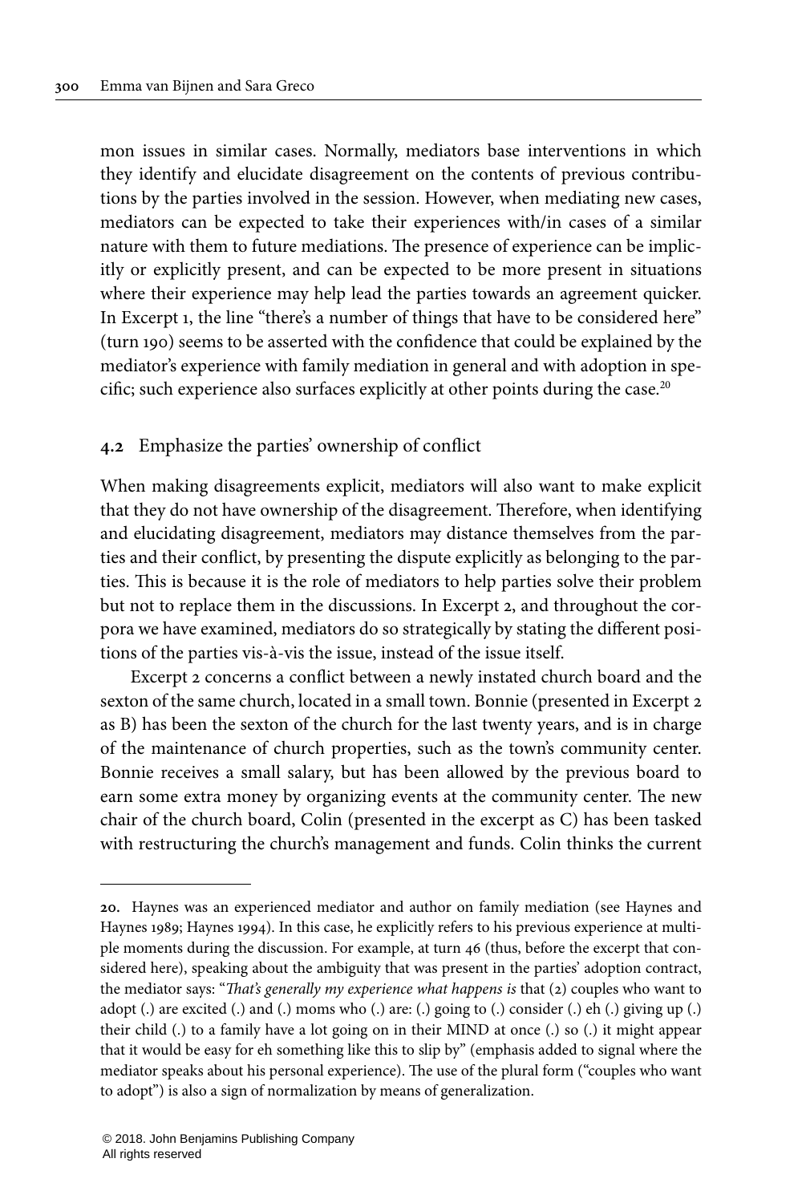mon issues in similar cases. Normally, mediators base interventions in which they identify and elucidate disagreement on the contents of previous contributions by the parties involved in the session. However, when mediating new cases, mediators can be expected to take their experiences with/in cases of a similar nature with them to future mediations. The presence of experience can be implicitly or explicitly present, and can be expected to be more present in situations where their experience may help lead the parties towards an agreement quicker. In Excerpt 1, the line "there's a number of things that have to be considered here" (turn 190) seems to be asserted with the confidence that could be explained by the mediator's experience with family mediation in general and with adoption in specific; such experience also surfaces explicitly at other points during the case.[20]

### 4.2 Emphasize the parties' ownership of conflict

When making disagreements explicit, mediators will also want to make explicit that they do not have ownership of the disagreement. Therefore, when identifying and elucidating disagreement, mediators may distance themselves from the parties and their conflict, by presenting the dispute explicitly as belonging to the parties. This is because it is the role of mediators to help parties solve their problem but not to replace them in the discussions. In Excerpt 2, and throughout the corpora we have examined, mediators do so strategically by stating the different positions of the parties vis-à-vis the issue, instead of the issue itself.

Excerpt 2 concerns a conflict between a newly instated church board and the sexton of the same church, located in a small town. Bonnie (presented in Excerpt 2 as B) has been the sexton of the church for the last twenty years, and is in charge of the maintenance of church properties, such as the town's community center. Bonnie receives a small salary, but has been allowed by the previous board to earn some extra money by organizing events at the community center. The new chair of the church board, Colin (presented in the excerpt as C) has been tasked with restructuring the church's management and funds. Colin thinks the current

---

20. Haynes was an experienced mediator and author on family mediation (see Haynes and Haynes 1989; Haynes 1994). In this case, he explicitly refers to his previous experience at multiple moments during the discussion. For example, at turn 46 (thus, before the excerpt that considered here), speaking about the ambiguity that was present in the parties' adoption contract, the mediator says: "*That's generally my experience what happens is* that (2) couples who want to adopt (.) are excited (.) and (.) moms who (.) are: (.) going to (.) consider (.) eh (.) giving up (.) their child (.) to a family have a lot going on in their MIND at once (.) so (.) it might appear that it would be easy for eh something like this to slip by" (emphasis added to signal where the mediator speaks about his personal experience). The use of the plural form ("couples who want to adopt") is also a sign of normalization by means of generalization.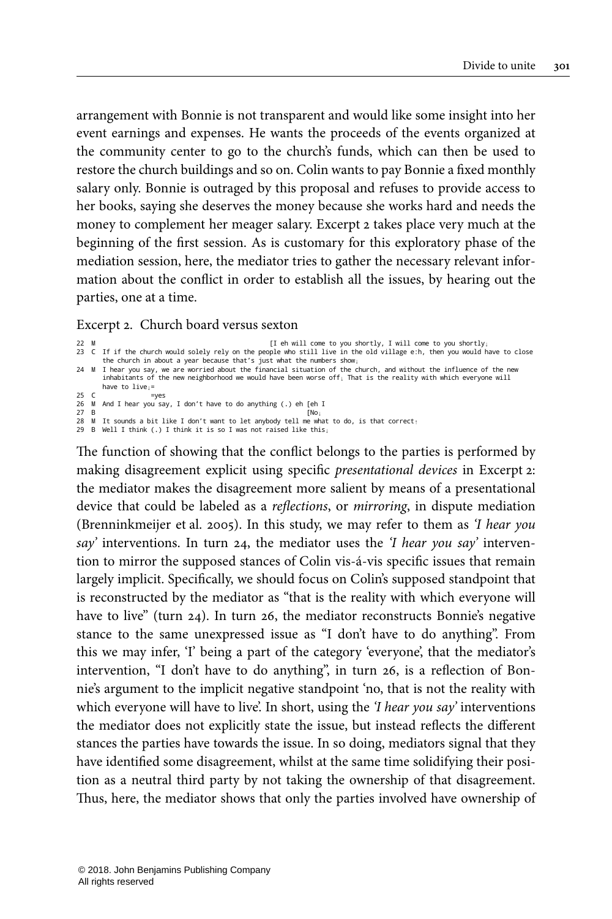arrangement with Bonnie is not transparent and would like some insight into her event earnings and expenses. He wants the proceeds of the events organized at the community center to go to the church's funds, which can then be used to restore the church buildings and so on. Colin wants to pay Bonnie a fixed monthly salary only. Bonnie is outraged by this proposal and refuses to provide access to her books, saying she deserves the money because she works hard and needs the money to complement her meager salary. Excerpt 2 takes place very much at the beginning of the first session. As is customary for this exploratory phase of the mediation session, here, the mediator tries to gather the necessary relevant information about the conflict in order to establish all the issues, by hearing out the parties, one at a time.

Excerpt 2. Church board versus sexton

```
22 M                                          [I eh will come to you shortly, I will come to you shortly↓
23 C  If if the church would solely rely on the people who still live in the old village e:h, then you would have to close
      the church in about a year because that's just what the numbers show↓
24 M  I hear you say, we are worried about the financial situation of the church, and without the influence of the new
      inhabitants of the new neighborhood we would have been worse off↓ That is the reality with which everyone will
      have to live↓=
25 C              =yes
26 M  And I hear you say, I don't have to do anything (.) eh [eh I
27 B                                                          [No↓
28 M  It sounds a bit like I don't want to let anybody tell me what to do, is that correct↑
29 B  Well I think (.) I think it is so I was not raised like this↓
```

The function of showing that the conflict belongs to the parties is performed by making disagreement explicit using specific *presentational devices* in Excerpt 2: the mediator makes the disagreement more salient by means of a presentational device that could be labeled as a *reflections*, or *mirroring*, in dispute mediation (Brenninkmeijer et al. 2005). In this study, we may refer to them as *'I hear you say'* interventions. In turn 24, the mediator uses the *'I hear you say'* intervention to mirror the supposed stances of Colin vis-á-vis specific issues that remain largely implicit. Specifically, we should focus on Colin's supposed standpoint that is reconstructed by the mediator as "that is the reality with which everyone will have to live" (turn 24). In turn 26, the mediator reconstructs Bonnie's negative stance to the same unexpressed issue as "I don't have to do anything". From this we may infer, 'I' being a part of the category 'everyone', that the mediator's intervention, "I don't have to do anything", in turn 26, is a reflection of Bonnie's argument to the implicit negative standpoint 'no, that is not the reality with which everyone will have to live'. In short, using the *'I hear you say'* interventions the mediator does not explicitly state the issue, but instead reflects the different stances the parties have towards the issue. In so doing, mediators signal that they have identified some disagreement, whilst at the same time solidifying their position as a neutral third party by not taking the ownership of that disagreement. Thus, here, the mediator shows that only the parties involved have ownership of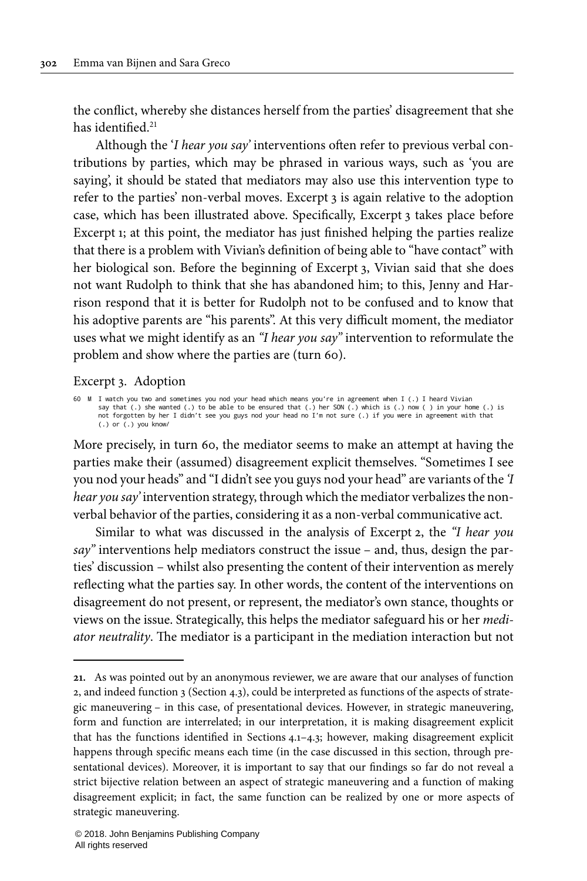the conflict, whereby she distances herself from the parties' disagreement that she has identified.[21]

Although the '*I hear you say*' interventions often refer to previous verbal contributions by parties, which may be phrased in various ways, such as 'you are saying', it should be stated that mediators may also use this intervention type to refer to the parties' non-verbal moves. Excerpt 3 is again relative to the adoption case, which has been illustrated above. Specifically, Excerpt 3 takes place before Excerpt 1; at this point, the mediator has just finished helping the parties realize that there is a problem with Vivian's definition of being able to "have contact" with her biological son. Before the beginning of Excerpt 3, Vivian said that she does not want Rudolph to think that she has abandoned him; to this, Jenny and Harrison respond that it is better for Rudolph not to be confused and to know that his adoptive parents are "his parents". At this very difficult moment, the mediator uses what we might identify as an *"I hear you say"* intervention to reformulate the problem and show where the parties are (turn 60).

Excerpt 3. Adoption

```
60  M  I watch you two and sometimes you nod your head which means you're in agreement when I (.) I heard Vivian
       say that (.) she wanted (.) to be able to be ensured that (.) her SON (.) which is (.) now ( ) in your home (.) is
       not forgotten by her I didn't see you guys nod your head no I'm not sure (.) if you were in agreement with that
       (.) or (.) you know/
```

More precisely, in turn 60, the mediator seems to make an attempt at having the parties make their (assumed) disagreement explicit themselves. "Sometimes I see you nod your heads" and "I didn't see you guys nod your head" are variants of the *'I hear you say'* intervention strategy, through which the mediator verbalizes the non-verbal behavior of the parties, considering it as a non-verbal communicative act.

Similar to what was discussed in the analysis of Excerpt 2, the *"I hear you say"* interventions help mediators construct the issue – and, thus, design the parties' discussion – whilst also presenting the content of their intervention as merely reflecting what the parties say. In other words, the content of the interventions on disagreement do not present, or represent, the mediator's own stance, thoughts or views on the issue. Strategically, this helps the mediator safeguard his or her *mediator neutrality*. The mediator is a participant in the mediation interaction but not

---

**21.** As was pointed out by an anonymous reviewer, we are aware that our analyses of function 2, and indeed function 3 (Section 4.3), could be interpreted as functions of the aspects of strategic maneuvering – in this case, of presentational devices. However, in strategic maneuvering, form and function are interrelated; in our interpretation, it is making disagreement explicit that has the functions identified in Sections 4.1–4.3; however, making disagreement explicit happens through specific means each time (in the case discussed in this section, through presentational devices). Moreover, it is important to say that our findings so far do not reveal a strict bijective relation between an aspect of strategic maneuvering and a function of making disagreement explicit; in fact, the same function can be realized by one or more aspects of strategic maneuvering.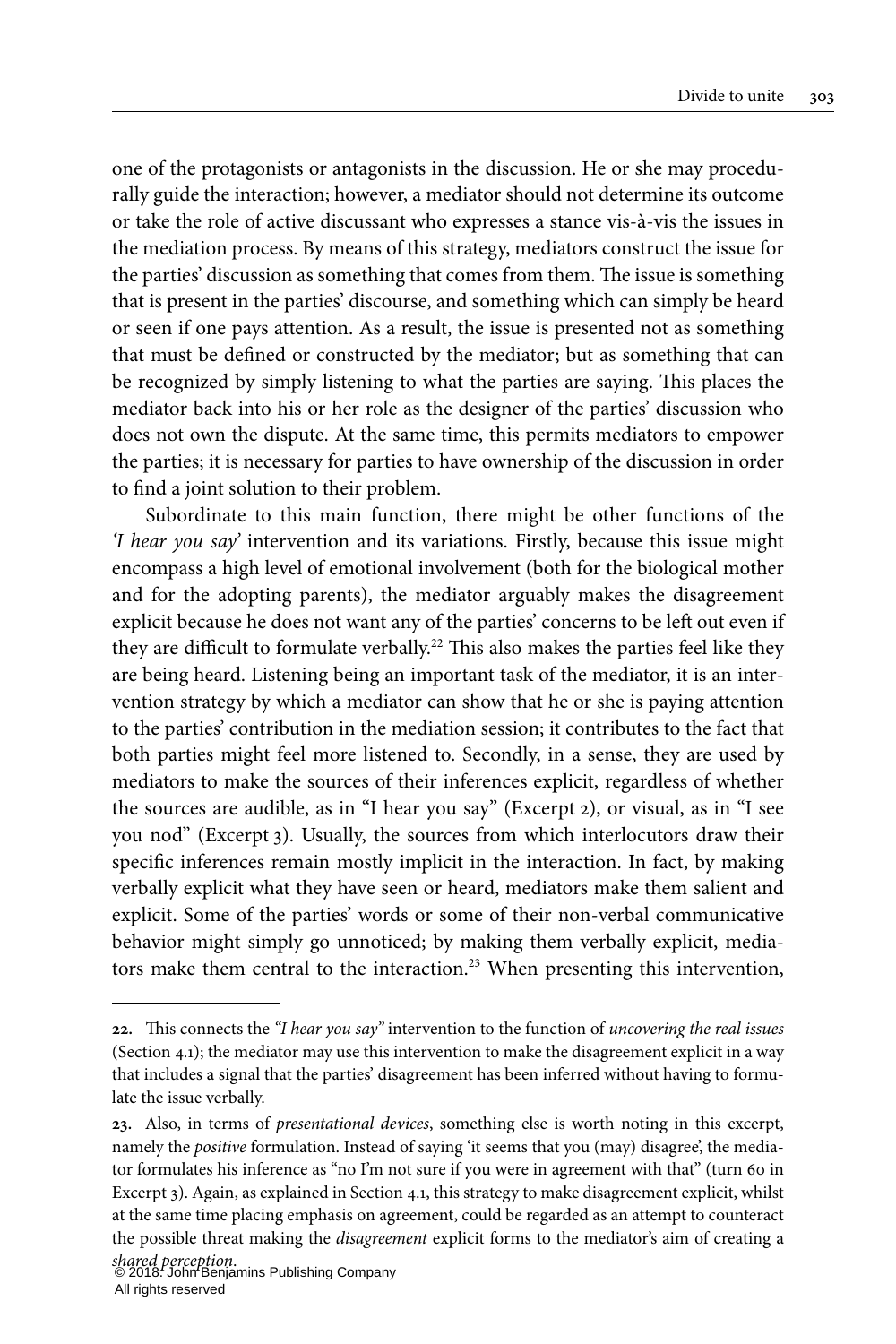one of the protagonists or antagonists in the discussion. He or she may procedurally guide the interaction; however, a mediator should not determine its outcome or take the role of active discussant who expresses a stance vis-à-vis the issues in the mediation process. By means of this strategy, mediators construct the issue for the parties' discussion as something that comes from them. The issue is something that is present in the parties' discourse, and something which can simply be heard or seen if one pays attention. As a result, the issue is presented not as something that must be defined or constructed by the mediator; but as something that can be recognized by simply listening to what the parties are saying. This places the mediator back into his or her role as the designer of the parties' discussion who does not own the dispute. At the same time, this permits mediators to empower the parties; it is necessary for parties to have ownership of the discussion in order to find a joint solution to their problem.

Subordinate to this main function, there might be other functions of the *'I hear you say'* intervention and its variations. Firstly, because this issue might encompass a high level of emotional involvement (both for the biological mother and for the adopting parents), the mediator arguably makes the disagreement explicit because he does not want any of the parties' concerns to be left out even if they are difficult to formulate verbally.[22] This also makes the parties feel like they are being heard. Listening being an important task of the mediator, it is an intervention strategy by which a mediator can show that he or she is paying attention to the parties' contribution in the mediation session; it contributes to the fact that both parties might feel more listened to. Secondly, in a sense, they are used by mediators to make the sources of their inferences explicit, regardless of whether the sources are audible, as in "I hear you say" (Excerpt 2), or visual, as in "I see you nod" (Excerpt 3). Usually, the sources from which interlocutors draw their specific inferences remain mostly implicit in the interaction. In fact, by making verbally explicit what they have seen or heard, mediators make them salient and explicit. Some of the parties' words or some of their non-verbal communicative behavior might simply go unnoticed; by making them verbally explicit, mediators make them central to the interaction.[23] When presenting this intervention,

---

**22.** This connects the *"I hear you say"* intervention to the function of *uncovering the real issues* (Section 4.1); the mediator may use this intervention to make the disagreement explicit in a way that includes a signal that the parties' disagreement has been inferred without having to formulate the issue verbally.

**23.** Also, in terms of *presentational devices*, something else is worth noting in this excerpt, namely the *positive* formulation. Instead of saying 'it seems that you (may) disagree', the mediator formulates his inference as "no I'm not sure if you were in agreement with that" (turn 60 in Excerpt 3). Again, as explained in Section 4.1, this strategy to make disagreement explicit, whilst at the same time placing emphasis on agreement, could be regarded as an attempt to counteract the possible threat making the *disagreement* explicit forms to the mediator's aim of creating a *shared perception*.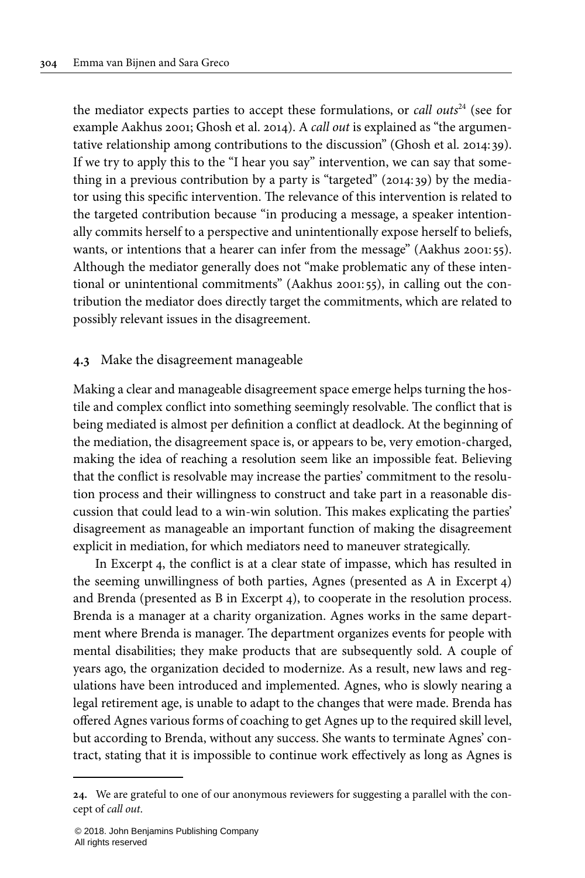the mediator expects parties to accept these formulations, or *call outs*[24] (see for example Aakhus 2001; Ghosh et al. 2014). A *call out* is explained as "the argumentative relationship among contributions to the discussion" (Ghosh et al. 2014: 39). If we try to apply this to the "I hear you say" intervention, we can say that something in a previous contribution by a party is "targeted" (2014: 39) by the mediator using this specific intervention. The relevance of this intervention is related to the targeted contribution because "in producing a message, a speaker intentionally commits herself to a perspective and unintentionally expose herself to beliefs, wants, or intentions that a hearer can infer from the message" (Aakhus 2001: 55). Although the mediator generally does not "make problematic any of these intentional or unintentional commitments" (Aakhus 2001: 55), in calling out the contribution the mediator does directly target the commitments, which are related to possibly relevant issues in the disagreement.

### 4.3 Make the disagreement manageable

Making a clear and manageable disagreement space emerge helps turning the hostile and complex conflict into something seemingly resolvable. The conflict that is being mediated is almost per definition a conflict at deadlock. At the beginning of the mediation, the disagreement space is, or appears to be, very emotion-charged, making the idea of reaching a resolution seem like an impossible feat. Believing that the conflict is resolvable may increase the parties' commitment to the resolution process and their willingness to construct and take part in a reasonable discussion that could lead to a win-win solution. This makes explicating the parties' disagreement as manageable an important function of making the disagreement explicit in mediation, for which mediators need to maneuver strategically.

In Excerpt 4, the conflict is at a clear state of impasse, which has resulted in the seeming unwillingness of both parties, Agnes (presented as A in Excerpt 4) and Brenda (presented as B in Excerpt 4), to cooperate in the resolution process. Brenda is a manager at a charity organization. Agnes works in the same department where Brenda is manager. The department organizes events for people with mental disabilities; they make products that are subsequently sold. A couple of years ago, the organization decided to modernize. As a result, new laws and regulations have been introduced and implemented. Agnes, who is slowly nearing a legal retirement age, is unable to adapt to the changes that were made. Brenda has offered Agnes various forms of coaching to get Agnes up to the required skill level, but according to Brenda, without any success. She wants to terminate Agnes' contract, stating that it is impossible to continue work effectively as long as Agnes is

---

24. We are grateful to one of our anonymous reviewers for suggesting a parallel with the concept of *call out*.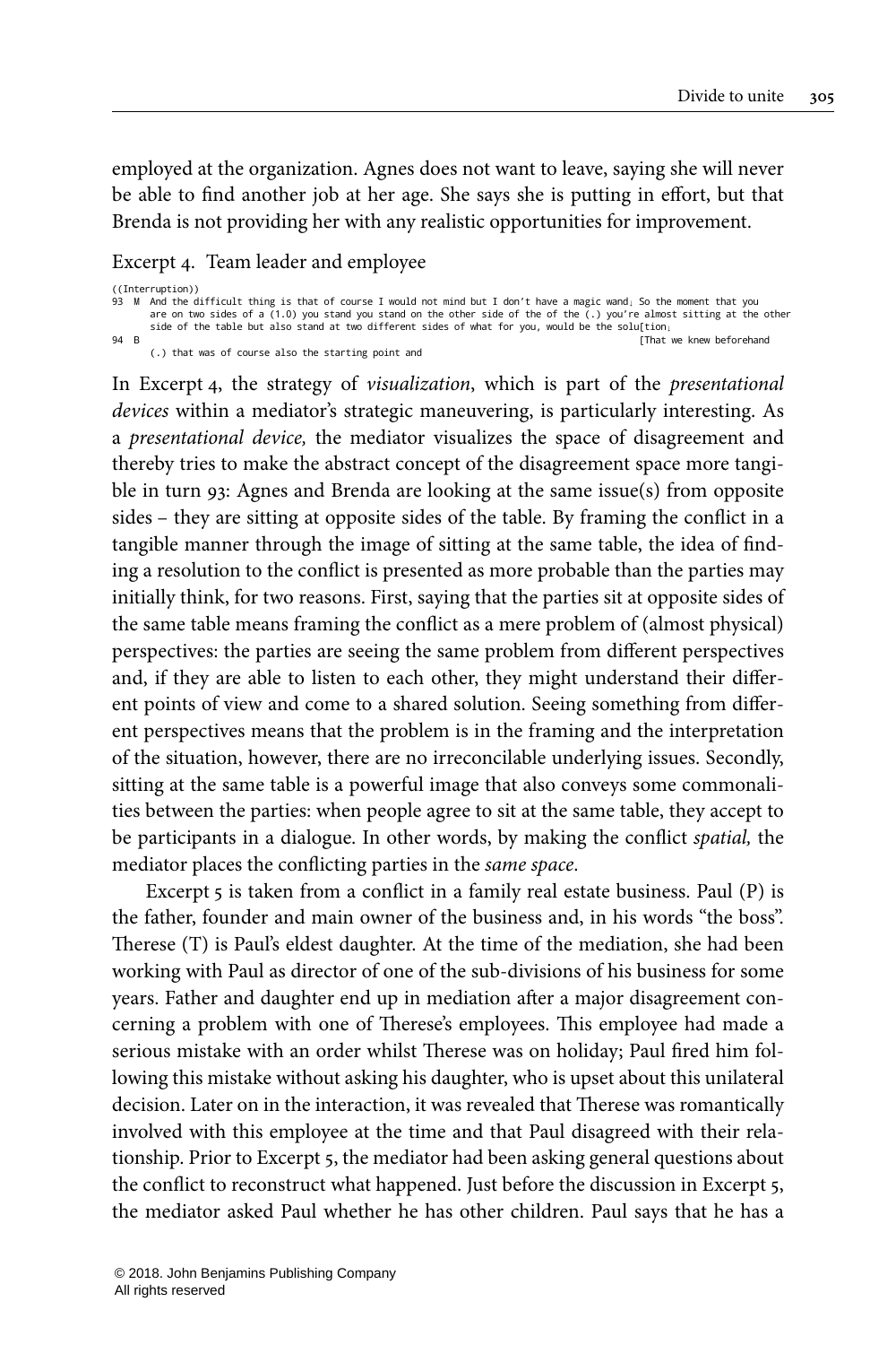employed at the organization. Agnes does not want to leave, saying she will never be able to find another job at her age. She says she is putting in effort, but that Brenda is not providing her with any realistic opportunities for improvement.

Excerpt 4. Team leader and employee

```
((Interruption))
93  M  And the difficult thing is that of course I would not mind but I don't have a magic wand↓ So the moment that you
       are on two sides of a (1.0) you stand you stand on the other side of the of the (.) you're almost sitting at the other
       side of the table but also stand at two different sides of what for you, would be the solu[tion↓
94  B                                                                                                [That we knew beforehand
       (.) that was of course also the starting point and
```

In Excerpt 4, the strategy of *visualization*, which is part of the *presentational devices* within a mediator's strategic maneuvering, is particularly interesting. As a *presentational device,* the mediator visualizes the space of disagreement and thereby tries to make the abstract concept of the disagreement space more tangible in turn 93: Agnes and Brenda are looking at the same issue(s) from opposite sides – they are sitting at opposite sides of the table. By framing the conflict in a tangible manner through the image of sitting at the same table, the idea of finding a resolution to the conflict is presented as more probable than the parties may initially think, for two reasons. First, saying that the parties sit at opposite sides of the same table means framing the conflict as a mere problem of (almost physical) perspectives: the parties are seeing the same problem from different perspectives and, if they are able to listen to each other, they might understand their different points of view and come to a shared solution. Seeing something from different perspectives means that the problem is in the framing and the interpretation of the situation, however, there are no irreconcilable underlying issues. Secondly, sitting at the same table is a powerful image that also conveys some commonalities between the parties: when people agree to sit at the same table, they accept to be participants in a dialogue. In other words, by making the conflict *spatial,* the mediator places the conflicting parties in the *same space*.

Excerpt 5 is taken from a conflict in a family real estate business. Paul (P) is the father, founder and main owner of the business and, in his words "the boss". Therese (T) is Paul's eldest daughter. At the time of the mediation, she had been working with Paul as director of one of the sub-divisions of his business for some years. Father and daughter end up in mediation after a major disagreement concerning a problem with one of Therese's employees. This employee had made a serious mistake with an order whilst Therese was on holiday; Paul fired him following this mistake without asking his daughter, who is upset about this unilateral decision. Later on in the interaction, it was revealed that Therese was romantically involved with this employee at the time and that Paul disagreed with their relationship. Prior to Excerpt 5, the mediator had been asking general questions about the conflict to reconstruct what happened. Just before the discussion in Excerpt 5, the mediator asked Paul whether he has other children. Paul says that he has a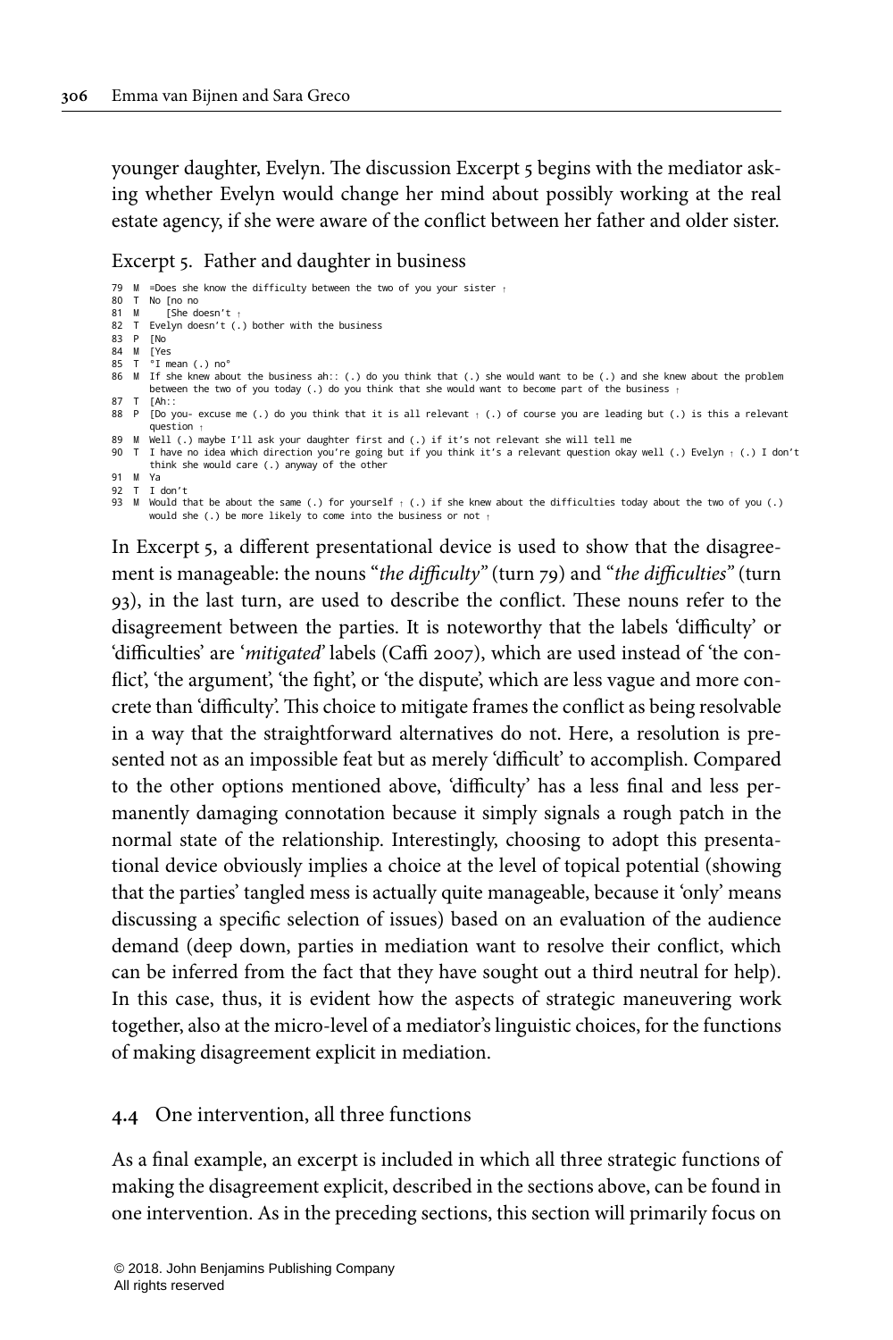younger daughter, Evelyn. The discussion Excerpt 5 begins with the mediator asking whether Evelyn would change her mind about possibly working at the real estate agency, if she were aware of the conflict between her father and older sister.

Excerpt 5. Father and daughter in business

```
79  M  =Does she know the difficulty between the two of you your sister ↑
80  T  No [no no
81  M     [She doesn't ↑
82  T  Evelyn doesn't (.) bother with the business
83  P  [No
84  M  [Yes
85  T  °I mean (.) no°
86  M  If she knew about the business ah:: (.) do you think that (.) she would want to be (.) and she knew about the problem
       between the two of you today (.) do you think that she would want to become part of the business ↑
87  T  [Ah::
88  P  [Do you- excuse me (.) do you think that it is all relevant ↑ (.) of course you are leading but (.) is this a relevant
       question ↑
89  M  Well (.) maybe I'll ask your daughter first and (.) if it's not relevant she will tell me
90  T  I have no idea which direction you're going but if you think it's a relevant question okay well (.) Evelyn ↑ (.) I don't
       think she would care (.) anyway of the other
91  M  Ya
92  T  I don't
93  M  Would that be about the same (.) for yourself ↑ (.) if she knew about the difficulties today about the two of you (.)
       would she (.) be more likely to come into the business or not ↑
```

In Excerpt 5, a different presentational device is used to show that the disagreement is manageable: the nouns "*the difficulty*" (turn 79) and "*the difficulties*" (turn 93), in the last turn, are used to describe the conflict. These nouns refer to the disagreement between the parties. It is noteworthy that the labels 'difficulty' or 'difficulties' are '*mitigated*' labels (Caffi 2007), which are used instead of 'the conflict', 'the argument', 'the fight', or 'the dispute', which are less vague and more concrete than 'difficulty'. This choice to mitigate frames the conflict as being resolvable in a way that the straightforward alternatives do not. Here, a resolution is presented not as an impossible feat but as merely 'difficult' to accomplish. Compared to the other options mentioned above, 'difficulty' has a less final and less permanently damaging connotation because it simply signals a rough patch in the normal state of the relationship. Interestingly, choosing to adopt this presentational device obviously implies a choice at the level of topical potential (showing that the parties' tangled mess is actually quite manageable, because it 'only' means discussing a specific selection of issues) based on an evaluation of the audience demand (deep down, parties in mediation want to resolve their conflict, which can be inferred from the fact that they have sought out a third neutral for help). In this case, thus, it is evident how the aspects of strategic maneuvering work together, also at the micro-level of a mediator's linguistic choices, for the functions of making disagreement explicit in mediation.

### 4.4 One intervention, all three functions

As a final example, an excerpt is included in which all three strategic functions of making the disagreement explicit, described in the sections above, can be found in one intervention. As in the preceding sections, this section will primarily focus on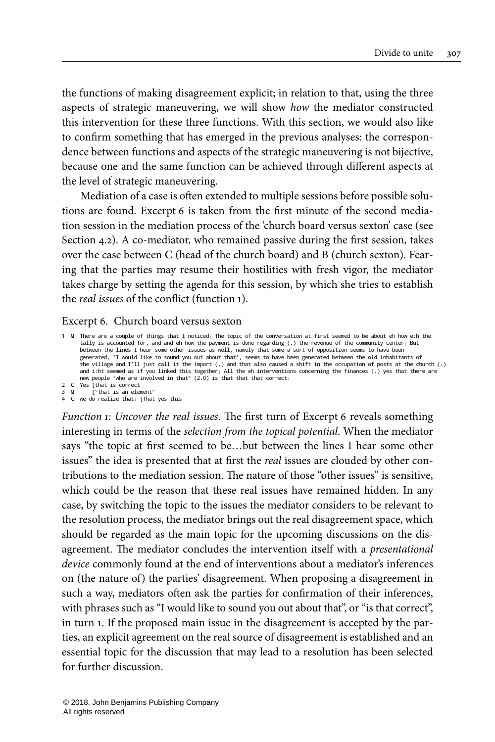the functions of making disagreement explicit; in relation to that, using the three aspects of strategic maneuvering, we will show *how* the mediator constructed this intervention for these three functions. With this section, we would also like to confirm something that has emerged in the previous analyses: the correspondence between functions and aspects of the strategic maneuvering is not bijective, because one and the same function can be achieved through different aspects at the level of strategic maneuvering.

Mediation of a case is often extended to multiple sessions before possible solutions are found. Excerpt 6 is taken from the first minute of the second mediation session in the mediation process of the 'church board versus sexton' case (see Section 4.2). A co-mediator, who remained passive during the first session, takes over the case between C (head of the church board) and B (church sexton). Fearing that the parties may resume their hostilities with fresh vigor, the mediator takes charge by setting the agenda for this session, by which she tries to establish the *real issues* of the conflict (function 1).

Excerpt 6. Church board versus sexton

```
1  M  There are a couple of things that I noticed↓ The topic of the conversation at first seemed to be about eh how e:h the
      tally is accounted for, and and eh how the payment is done regarding (.) the revenue of the community center↓ But
      between the lines I hear some other issues as well, namely that some a sort of opposition seems to have been
      generated, °I would like to sound you out about that°, seems to have been generated between the old inhabitants of
      the village and I'll just call it the import (.) and that also caused a shift in the occupation of posts at the church (.)
      and i:ht seemed as if you linked this together↓ All the eh interventions concerning the finances (.) yes that there are
      new people °who are involved in that° (2.0) is that that that correct↑
2  C  Yes [that is correct
3  M      [°that is an element°
4  C  we do realize that↓ [That yes this
```

*Function 1: Uncover the real issues.* The first turn of Excerpt 6 reveals something interesting in terms of the *selection from the topical potential*. When the mediator says "the topic at first seemed to be…but between the lines I hear some other issues" the idea is presented that at first the *real* issues are clouded by other contributions to the mediation session. The nature of those "other issues" is sensitive, which could be the reason that these real issues have remained hidden. In any case, by switching the topic to the issues the mediator considers to be relevant to the resolution process, the mediator brings out the real disagreement space, which should be regarded as the main topic for the upcoming discussions on the disagreement. The mediator concludes the intervention itself with a *presentational device* commonly found at the end of interventions about a mediator's inferences on (the nature of) the parties' disagreement. When proposing a disagreement in such a way, mediators often ask the parties for confirmation of their inferences, with phrases such as "I would like to sound you out about that", or "is that correct", in turn 1. If the proposed main issue in the disagreement is accepted by the parties, an explicit agreement on the real source of disagreement is established and an essential topic for the discussion that may lead to a resolution has been selected for further discussion.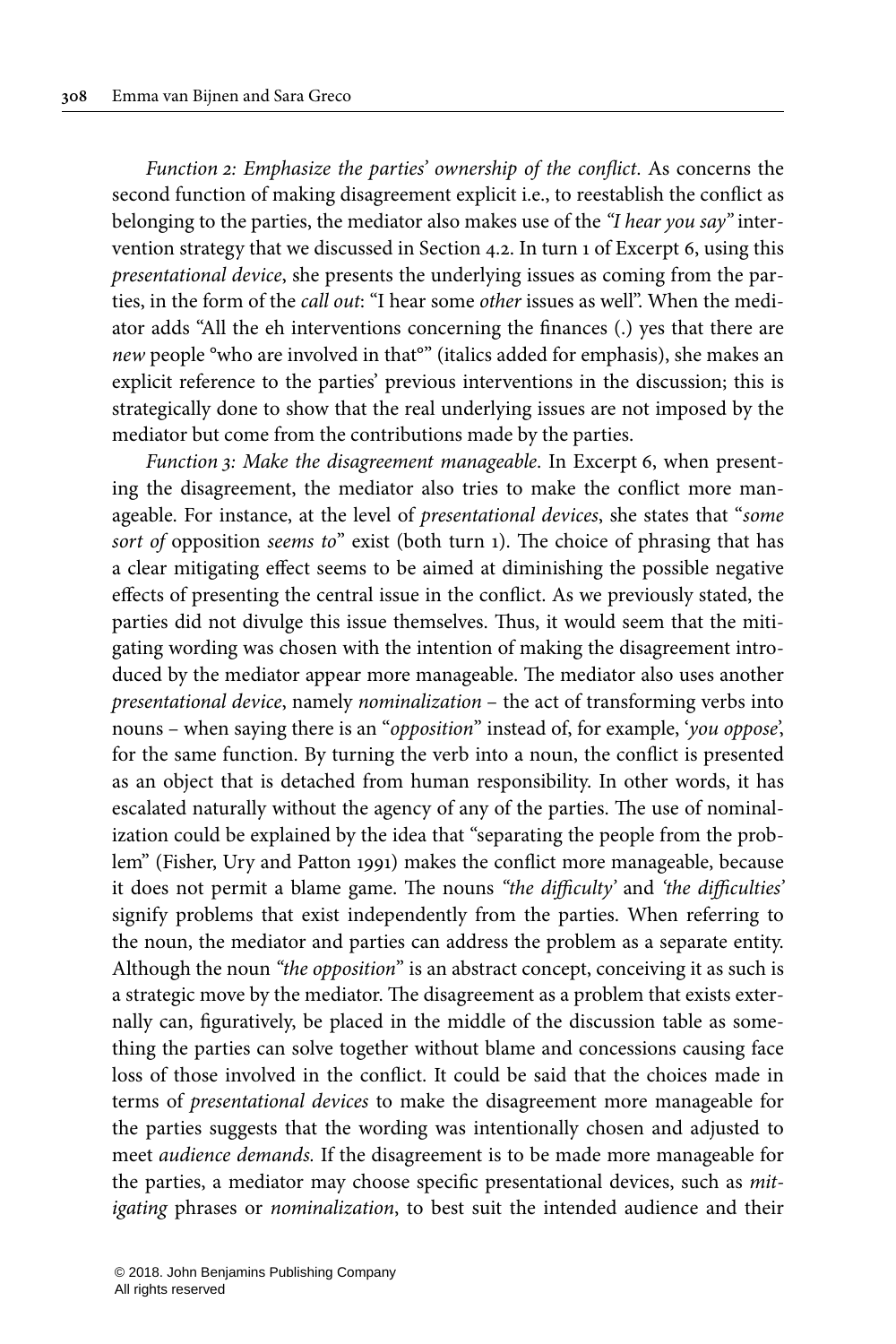*Function 2: Emphasize the parties' ownership of the conflict*. As concerns the second function of making disagreement explicit i.e., to reestablish the conflict as belonging to the parties, the mediator also makes use of the *"I hear you say"* intervention strategy that we discussed in Section 4.2. In turn 1 of Excerpt 6, using this *presentational device*, she presents the underlying issues as coming from the parties, in the form of the *call out*: "I hear some *other* issues as well". When the mediator adds "All the eh interventions concerning the finances (.) yes that there are *new* people °who are involved in that°" (italics added for emphasis), she makes an explicit reference to the parties' previous interventions in the discussion; this is strategically done to show that the real underlying issues are not imposed by the mediator but come from the contributions made by the parties.

*Function 3: Make the disagreement manageable*. In Excerpt 6, when presenting the disagreement, the mediator also tries to make the conflict more manageable. For instance, at the level of *presentational devices*, she states that "*some sort of* opposition *seems to*" exist (both turn 1). The choice of phrasing that has a clear mitigating effect seems to be aimed at diminishing the possible negative effects of presenting the central issue in the conflict. As we previously stated, the parties did not divulge this issue themselves. Thus, it would seem that the mitigating wording was chosen with the intention of making the disagreement introduced by the mediator appear more manageable. The mediator also uses another *presentational device*, namely *nominalization* – the act of transforming verbs into nouns – when saying there is an "*opposition*" instead of, for example, '*you oppose*', for the same function. By turning the verb into a noun, the conflict is presented as an object that is detached from human responsibility. In other words, it has escalated naturally without the agency of any of the parties. The use of nominalization could be explained by the idea that "separating the people from the problem" (Fisher, Ury and Patton 1991) makes the conflict more manageable, because it does not permit a blame game. The nouns *"the difficulty'* and *'the difficulties'* signify problems that exist independently from the parties. When referring to the noun, the mediator and parties can address the problem as a separate entity. Although the noun *"the opposition*" is an abstract concept, conceiving it as such is a strategic move by the mediator. The disagreement as a problem that exists externally can, figuratively, be placed in the middle of the discussion table as something the parties can solve together without blame and concessions causing face loss of those involved in the conflict. It could be said that the choices made in terms of *presentational devices* to make the disagreement more manageable for the parties suggests that the wording was intentionally chosen and adjusted to meet *audience demands.* If the disagreement is to be made more manageable for the parties, a mediator may choose specific presentational devices, such as *mitigating* phrases or *nominalization*, to best suit the intended audience and their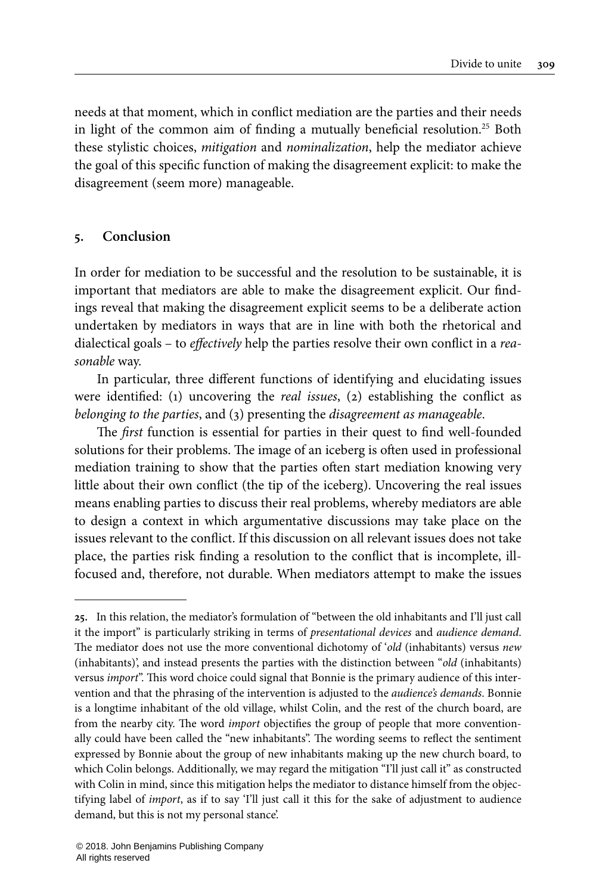needs at that moment, which in conflict mediation are the parties and their needs in light of the common aim of finding a mutually beneficial resolution.[25] Both these stylistic choices, *mitigation* and *nominalization*, help the mediator achieve the goal of this specific function of making the disagreement explicit: to make the disagreement (seem more) manageable.

## 5. Conclusion

In order for mediation to be successful and the resolution to be sustainable, it is important that mediators are able to make the disagreement explicit. Our findings reveal that making the disagreement explicit seems to be a deliberate action undertaken by mediators in ways that are in line with both the rhetorical and dialectical goals – to *effectively* help the parties resolve their own conflict in a *reasonable* way.

In particular, three different functions of identifying and elucidating issues were identified: (1) uncovering the *real issues*, (2) establishing the conflict as *belonging to the parties*, and (3) presenting the *disagreement as manageable*.

The *first* function is essential for parties in their quest to find well-founded solutions for their problems. The image of an iceberg is often used in professional mediation training to show that the parties often start mediation knowing very little about their own conflict (the tip of the iceberg). Uncovering the real issues means enabling parties to discuss their real problems, whereby mediators are able to design a context in which argumentative discussions may take place on the issues relevant to the conflict. If this discussion on all relevant issues does not take place, the parties risk finding a resolution to the conflict that is incomplete, ill-focused and, therefore, not durable. When mediators attempt to make the issues

---

**25.** In this relation, the mediator's formulation of "between the old inhabitants and I'll just call it the import" is particularly striking in terms of *presentational devices* and *audience demand*. The mediator does not use the more conventional dichotomy of '*old* (inhabitants) versus *new* (inhabitants)', and instead presents the parties with the distinction between "*old* (inhabitants) versus *import*". This word choice could signal that Bonnie is the primary audience of this intervention and that the phrasing of the intervention is adjusted to the *audience's demands*. Bonnie is a longtime inhabitant of the old village, whilst Colin, and the rest of the church board, are from the nearby city. The word *import* objectifies the group of people that more conventionally could have been called the "new inhabitants". The wording seems to reflect the sentiment expressed by Bonnie about the group of new inhabitants making up the new church board, to which Colin belongs. Additionally, we may regard the mitigation "I'll just call it" as constructed with Colin in mind, since this mitigation helps the mediator to distance himself from the objectifying label of *import*, as if to say 'I'll just call it this for the sake of adjustment to audience demand, but this is not my personal stance'.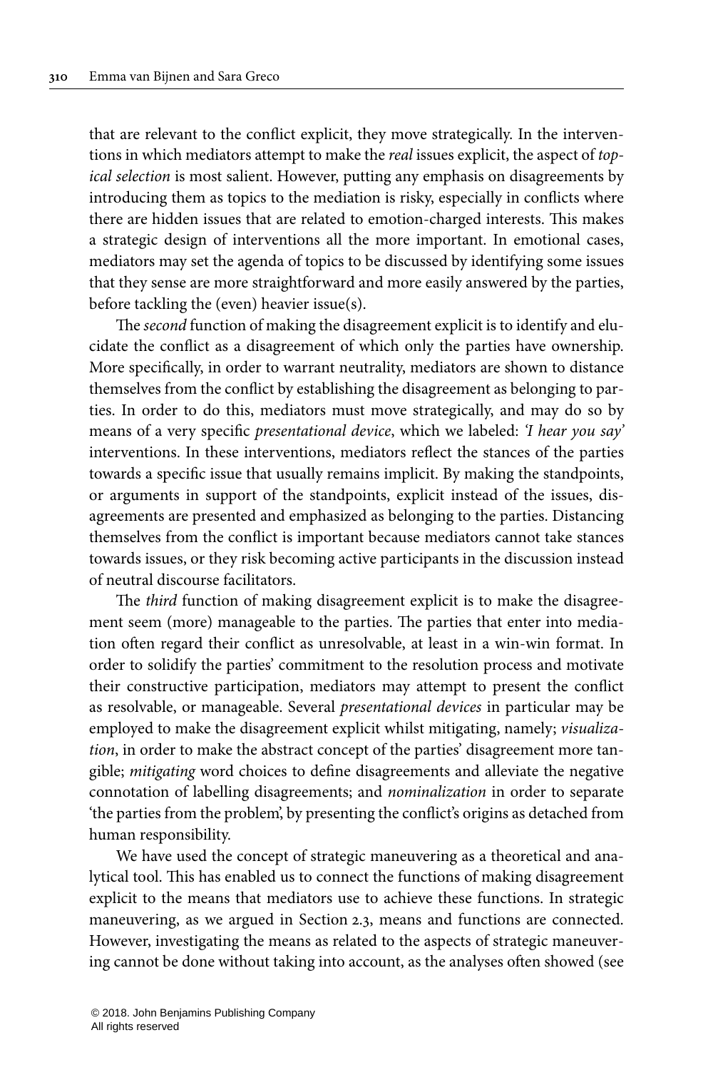that are relevant to the conflict explicit, they move strategically. In the interventions in which mediators attempt to make the *real* issues explicit, the aspect of *topical selection* is most salient. However, putting any emphasis on disagreements by introducing them as topics to the mediation is risky, especially in conflicts where there are hidden issues that are related to emotion-charged interests. This makes a strategic design of interventions all the more important. In emotional cases, mediators may set the agenda of topics to be discussed by identifying some issues that they sense are more straightforward and more easily answered by the parties, before tackling the (even) heavier issue(s).

The *second* function of making the disagreement explicit is to identify and elucidate the conflict as a disagreement of which only the parties have ownership. More specifically, in order to warrant neutrality, mediators are shown to distance themselves from the conflict by establishing the disagreement as belonging to parties. In order to do this, mediators must move strategically, and may do so by means of a very specific *presentational device*, which we labeled: *'I hear you say'* interventions. In these interventions, mediators reflect the stances of the parties towards a specific issue that usually remains implicit. By making the standpoints, or arguments in support of the standpoints, explicit instead of the issues, disagreements are presented and emphasized as belonging to the parties. Distancing themselves from the conflict is important because mediators cannot take stances towards issues, or they risk becoming active participants in the discussion instead of neutral discourse facilitators.

The *third* function of making disagreement explicit is to make the disagreement seem (more) manageable to the parties. The parties that enter into mediation often regard their conflict as unresolvable, at least in a win-win format. In order to solidify the parties' commitment to the resolution process and motivate their constructive participation, mediators may attempt to present the conflict as resolvable, or manageable. Several *presentational devices* in particular may be employed to make the disagreement explicit whilst mitigating, namely; *visualization*, in order to make the abstract concept of the parties' disagreement more tangible; *mitigating* word choices to define disagreements and alleviate the negative connotation of labelling disagreements; and *nominalization* in order to separate 'the parties from the problem', by presenting the conflict's origins as detached from human responsibility.

We have used the concept of strategic maneuvering as a theoretical and analytical tool. This has enabled us to connect the functions of making disagreement explicit to the means that mediators use to achieve these functions. In strategic maneuvering, as we argued in Section 2.3, means and functions are connected. However, investigating the means as related to the aspects of strategic maneuvering cannot be done without taking into account, as the analyses often showed (see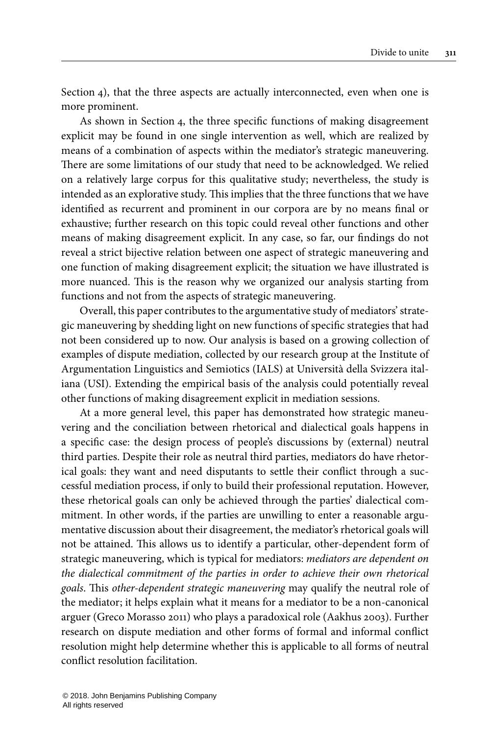Section 4), that the three aspects are actually interconnected, even when one is more prominent.

As shown in Section 4, the three specific functions of making disagreement explicit may be found in one single intervention as well, which are realized by means of a combination of aspects within the mediator's strategic maneuvering. There are some limitations of our study that need to be acknowledged. We relied on a relatively large corpus for this qualitative study; nevertheless, the study is intended as an explorative study. This implies that the three functions that we have identified as recurrent and prominent in our corpora are by no means final or exhaustive; further research on this topic could reveal other functions and other means of making disagreement explicit. In any case, so far, our findings do not reveal a strict bijective relation between one aspect of strategic maneuvering and one function of making disagreement explicit; the situation we have illustrated is more nuanced. This is the reason why we organized our analysis starting from functions and not from the aspects of strategic maneuvering.

Overall, this paper contributes to the argumentative study of mediators' strategic maneuvering by shedding light on new functions of specific strategies that had not been considered up to now. Our analysis is based on a growing collection of examples of dispute mediation, collected by our research group at the Institute of Argumentation Linguistics and Semiotics (IALS) at Università della Svizzera italiana (USI). Extending the empirical basis of the analysis could potentially reveal other functions of making disagreement explicit in mediation sessions.

At a more general level, this paper has demonstrated how strategic maneuvering and the conciliation between rhetorical and dialectical goals happens in a specific case: the design process of people's discussions by (external) neutral third parties. Despite their role as neutral third parties, mediators do have rhetorical goals: they want and need disputants to settle their conflict through a successful mediation process, if only to build their professional reputation. However, these rhetorical goals can only be achieved through the parties' dialectical commitment. In other words, if the parties are unwilling to enter a reasonable argumentative discussion about their disagreement, the mediator's rhetorical goals will not be attained. This allows us to identify a particular, other-dependent form of strategic maneuvering, which is typical for mediators: *mediators are dependent on the dialectical commitment of the parties in order to achieve their own rhetorical goals*. This *other-dependent strategic maneuvering* may qualify the neutral role of the mediator; it helps explain what it means for a mediator to be a non-canonical arguer (Greco Morasso 2011) who plays a paradoxical role (Aakhus 2003). Further research on dispute mediation and other forms of formal and informal conflict resolution might help determine whether this is applicable to all forms of neutral conflict resolution facilitation.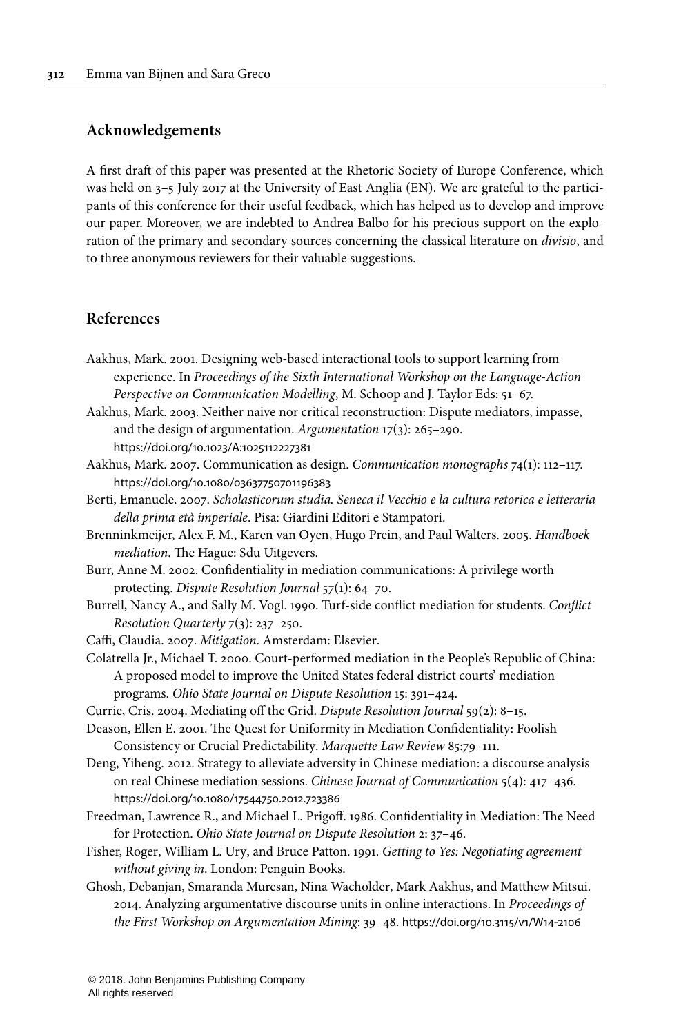## Acknowledgements

A first draft of this paper was presented at the Rhetoric Society of Europe Conference, which was held on 3–5 July 2017 at the University of East Anglia (EN). We are grateful to the participants of this conference for their useful feedback, which has helped us to develop and improve our paper. Moreover, we are indebted to Andrea Balbo for his precious support on the exploration of the primary and secondary sources concerning the classical literature on *divisio*, and to three anonymous reviewers for their valuable suggestions.

## References

Aakhus, Mark. 2001. Designing web-based interactional tools to support learning from experience. In *Proceedings of the Sixth International Workshop on the Language-Action Perspective on Communication Modelling*, M. Schoop and J. Taylor Eds: 51–67.

Aakhus, Mark. 2003. Neither naive nor critical reconstruction: Dispute mediators, impasse, and the design of argumentation. *Argumentation* 17(3): 265–290. https://doi.org/10.1023/A:1025112227381

Aakhus, Mark. 2007. Communication as design. *Communication monographs* 74(1): 112–117. https://doi.org/10.1080/03637750701196383

Berti, Emanuele. 2007. *Scholasticorum studia. Seneca il Vecchio e la cultura retorica e letteraria della prima età imperiale*. Pisa: Giardini Editori e Stampatori.

Brenninkmeijer, Alex F. M., Karen van Oyen, Hugo Prein, and Paul Walters. 2005. *Handboek mediation*. The Hague: Sdu Uitgevers.

Burr, Anne M. 2002. Confidentiality in mediation communications: A privilege worth protecting. *Dispute Resolution Journal* 57(1): 64–70.

Burrell, Nancy A., and Sally M. Vogl. 1990. Turf-side conflict mediation for students. *Conflict Resolution Quarterly* 7(3): 237–250.

Caffi, Claudia. 2007. *Mitigation*. Amsterdam: Elsevier.

Colatrella Jr., Michael T. 2000. Court-performed mediation in the People's Republic of China: A proposed model to improve the United States federal district courts' mediation programs. *Ohio State Journal on Dispute Resolution* 15: 391–424.

Currie, Cris. 2004. Mediating off the Grid. *Dispute Resolution Journal* 59(2): 8–15.

Deason, Ellen E. 2001. The Quest for Uniformity in Mediation Confidentiality: Foolish Consistency or Crucial Predictability. *Marquette Law Review* 85:79–111.

Deng, Yiheng. 2012. Strategy to alleviate adversity in Chinese mediation: a discourse analysis on real Chinese mediation sessions. *Chinese Journal of Communication* 5(4): 417–436. https://doi.org/10.1080/17544750.2012.723386

Freedman, Lawrence R., and Michael L. Prigoff. 1986. Confidentiality in Mediation: The Need for Protection. *Ohio State Journal on Dispute Resolution* 2: 37–46.

Fisher, Roger, William L. Ury, and Bruce Patton. 1991. *Getting to Yes: Negotiating agreement without giving in*. London: Penguin Books.

Ghosh, Debanjan, Smaranda Muresan, Nina Wacholder, Mark Aakhus, and Matthew Mitsui. 2014. Analyzing argumentative discourse units in online interactions. In *Proceedings of the First Workshop on Argumentation Mining*: 39–48. https://doi.org/10.3115/v1/W14-2106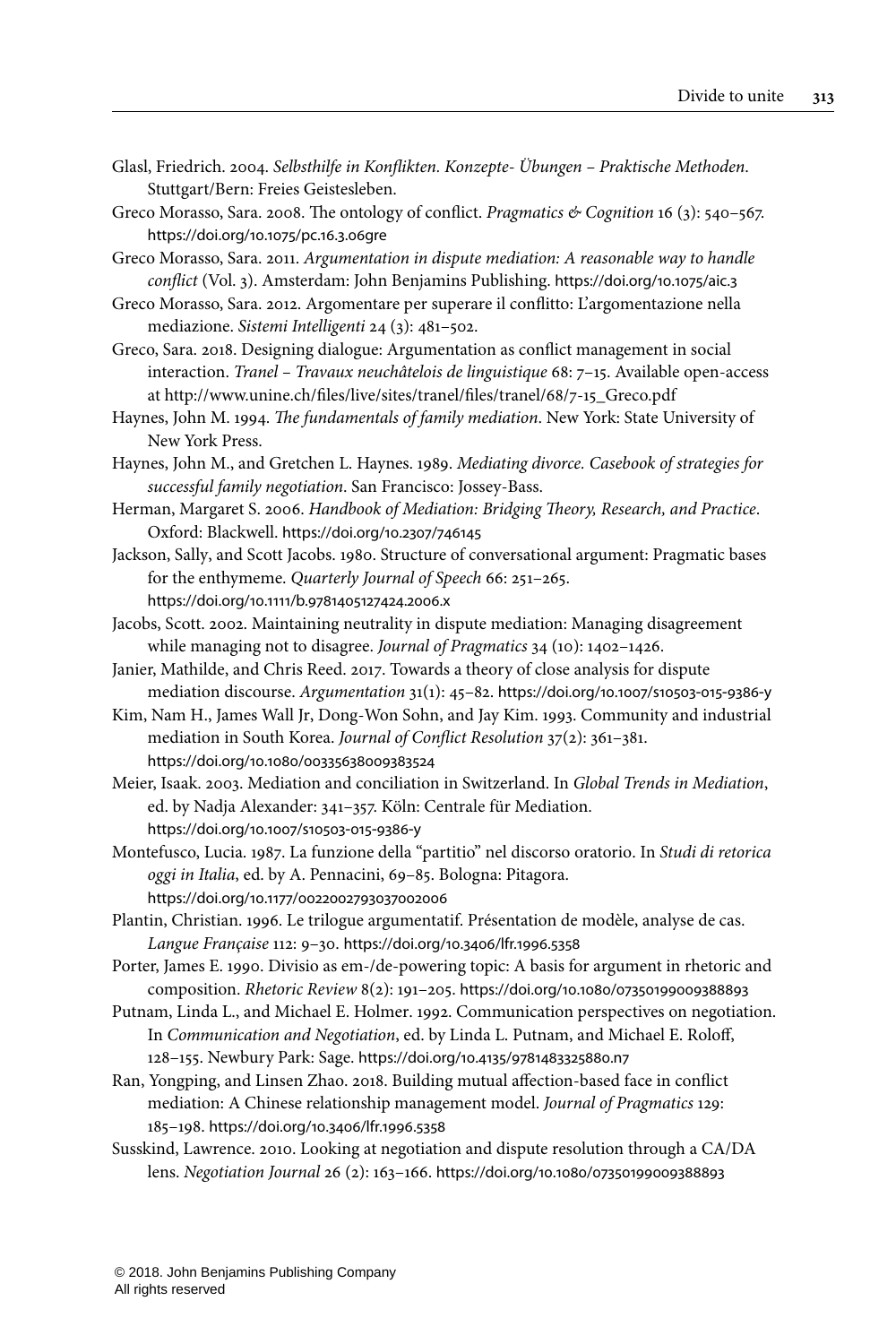Glasl, Friedrich. 2004. *Selbsthilfe in Konflikten. Konzepte- Übungen – Praktische Methoden*. Stuttgart/Bern: Freies Geistesleben.

Greco Morasso, Sara. 2008. The ontology of conflict. *Pragmatics & Cognition* 16 (3): 540–567. https://doi.org/10.1075/pc.16.3.06gre

Greco Morasso, Sara. 2011. *Argumentation in dispute mediation: A reasonable way to handle conflict* (Vol. 3). Amsterdam: John Benjamins Publishing. https://doi.org/10.1075/aic.3

Greco Morasso, Sara. 2012. Argomentare per superare il conflitto: L'argomentazione nella mediazione. *Sistemi Intelligenti* 24 (3): 481–502.

Greco, Sara. 2018. Designing dialogue: Argumentation as conflict management in social interaction. *Tranel – Travaux neuchâtelois de linguistique* 68: 7–15. Available open-access at http://www.unine.ch/files/live/sites/tranel/files/tranel/68/7-15_Greco.pdf

Haynes, John M. 1994. *The fundamentals of family mediation*. New York: State University of New York Press.

Haynes, John M., and Gretchen L. Haynes. 1989. *Mediating divorce. Casebook of strategies for successful family negotiation*. San Francisco: Jossey-Bass.

Herman, Margaret S. 2006. *Handbook of Mediation: Bridging Theory, Research, and Practice*. Oxford: Blackwell. https://doi.org/10.2307/746145

Jackson, Sally, and Scott Jacobs. 1980. Structure of conversational argument: Pragmatic bases for the enthymeme. *Quarterly Journal of Speech* 66: 251–265. https://doi.org/10.1111/b.9781405127424.2006.x

Jacobs, Scott. 2002. Maintaining neutrality in dispute mediation: Managing disagreement while managing not to disagree. *Journal of Pragmatics* 34 (10): 1402–1426.

Janier, Mathilde, and Chris Reed. 2017. Towards a theory of close analysis for dispute mediation discourse. *Argumentation* 31(1): 45–82. https://doi.org/10.1007/s10503-015-9386-y

Kim, Nam H., James Wall Jr, Dong-Won Sohn, and Jay Kim. 1993. Community and industrial mediation in South Korea. *Journal of Conflict Resolution* 37(2): 361–381. https://doi.org/10.1080/00335638009383524

Meier, Isaak. 2003. Mediation and conciliation in Switzerland. In *Global Trends in Mediation*, ed. by Nadja Alexander: 341–357. Köln: Centrale für Mediation. https://doi.org/10.1007/s10503-015-9386-y

Montefusco, Lucia. 1987. La funzione della "partitio" nel discorso oratorio. In *Studi di retorica oggi in Italia*, ed. by A. Pennacini, 69–85. Bologna: Pitagora. https://doi.org/10.1177/0022002793037002006

Plantin, Christian. 1996. Le trilogue argumentatif. Présentation de modèle, analyse de cas. *Langue Française* 112: 9–30. https://doi.org/10.3406/lfr.1996.5358

Porter, James E. 1990. Divisio as em-/de-powering topic: A basis for argument in rhetoric and composition. *Rhetoric Review* 8(2): 191–205. https://doi.org/10.1080/07350199009388893

Putnam, Linda L., and Michael E. Holmer. 1992. Communication perspectives on negotiation. In *Communication and Negotiation*, ed. by Linda L. Putnam, and Michael E. Roloff, 128–155. Newbury Park: Sage. https://doi.org/10.4135/9781483325880.n7

Ran, Yongping, and Linsen Zhao. 2018. Building mutual affection-based face in conflict mediation: A Chinese relationship management model. *Journal of Pragmatics* 129: 185–198. https://doi.org/10.3406/lfr.1996.5358

Susskind, Lawrence. 2010. Looking at negotiation and dispute resolution through a CA/DA lens. *Negotiation Journal* 26 (2): 163–166. https://doi.org/10.1080/07350199009388893

© 2018. John Benjamins Publishing Company
All rights reserved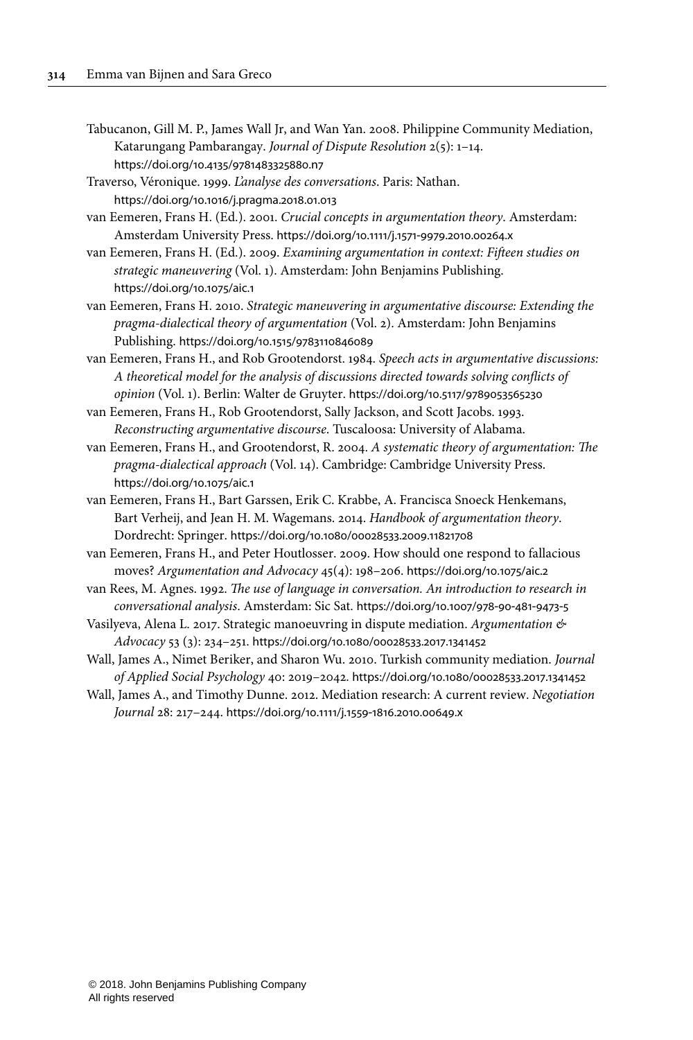Tabucanon, Gill M. P., James Wall Jr, and Wan Yan. 2008. Philippine Community Mediation, Katarungang Pambarangay. *Journal of Dispute Resolution* 2(5): 1–14. https://doi.org/10.4135/9781483325880.n7

Traverso, Véronique. 1999. *L'analyse des conversations*. Paris: Nathan. https://doi.org/10.1016/j.pragma.2018.01.013

van Eemeren, Frans H. (Ed.). 2001. *Crucial concepts in argumentation theory*. Amsterdam: Amsterdam University Press. https://doi.org/10.1111/j.1571-9979.2010.00264.x

van Eemeren, Frans H. (Ed.). 2009. *Examining argumentation in context: Fifteen studies on strategic maneuvering* (Vol. 1). Amsterdam: John Benjamins Publishing. https://doi.org/10.1075/aic.1

van Eemeren, Frans H. 2010. *Strategic maneuvering in argumentative discourse: Extending the pragma-dialectical theory of argumentation* (Vol. 2). Amsterdam: John Benjamins Publishing. https://doi.org/10.1515/9783110846089

van Eemeren, Frans H., and Rob Grootendorst. 1984. *Speech acts in argumentative discussions: A theoretical model for the analysis of discussions directed towards solving conflicts of opinion* (Vol. 1). Berlin: Walter de Gruyter. https://doi.org/10.5117/9789053565230

van Eemeren, Frans H., Rob Grootendorst, Sally Jackson, and Scott Jacobs. 1993. *Reconstructing argumentative discourse*. Tuscaloosa: University of Alabama.

van Eemeren, Frans H., and Grootendorst, R. 2004. *A systematic theory of argumentation: The pragma-dialectical approach* (Vol. 14). Cambridge: Cambridge University Press. https://doi.org/10.1075/aic.1

van Eemeren, Frans H., Bart Garssen, Erik C. Krabbe, A. Francisca Snoeck Henkemans, Bart Verheij, and Jean H. M. Wagemans. 2014. *Handbook of argumentation theory*. Dordrecht: Springer. https://doi.org/10.1080/00028533.2009.11821708

van Eemeren, Frans H., and Peter Houtlosser. 2009. How should one respond to fallacious moves? *Argumentation and Advocacy* 45(4): 198–206. https://doi.org/10.1075/aic.2

van Rees, M. Agnes. 1992. *The use of language in conversation. An introduction to research in conversational analysis*. Amsterdam: Sic Sat. https://doi.org/10.1007/978-90-481-9473-5

Vasilyeva, Alena L. 2017. Strategic manoeuvring in dispute mediation. *Argumentation & Advocacy* 53 (3): 234–251. https://doi.org/10.1080/00028533.2017.1341452

Wall, James A., Nimet Beriker, and Sharon Wu. 2010. Turkish community mediation. *Journal of Applied Social Psychology* 40: 2019–2042. https://doi.org/10.1080/00028533.2017.1341452

Wall, James A., and Timothy Dunne. 2012. Mediation research: A current review. *Negotiation Journal* 28: 217–244. https://doi.org/10.1111/j.1559-1816.2010.00649.x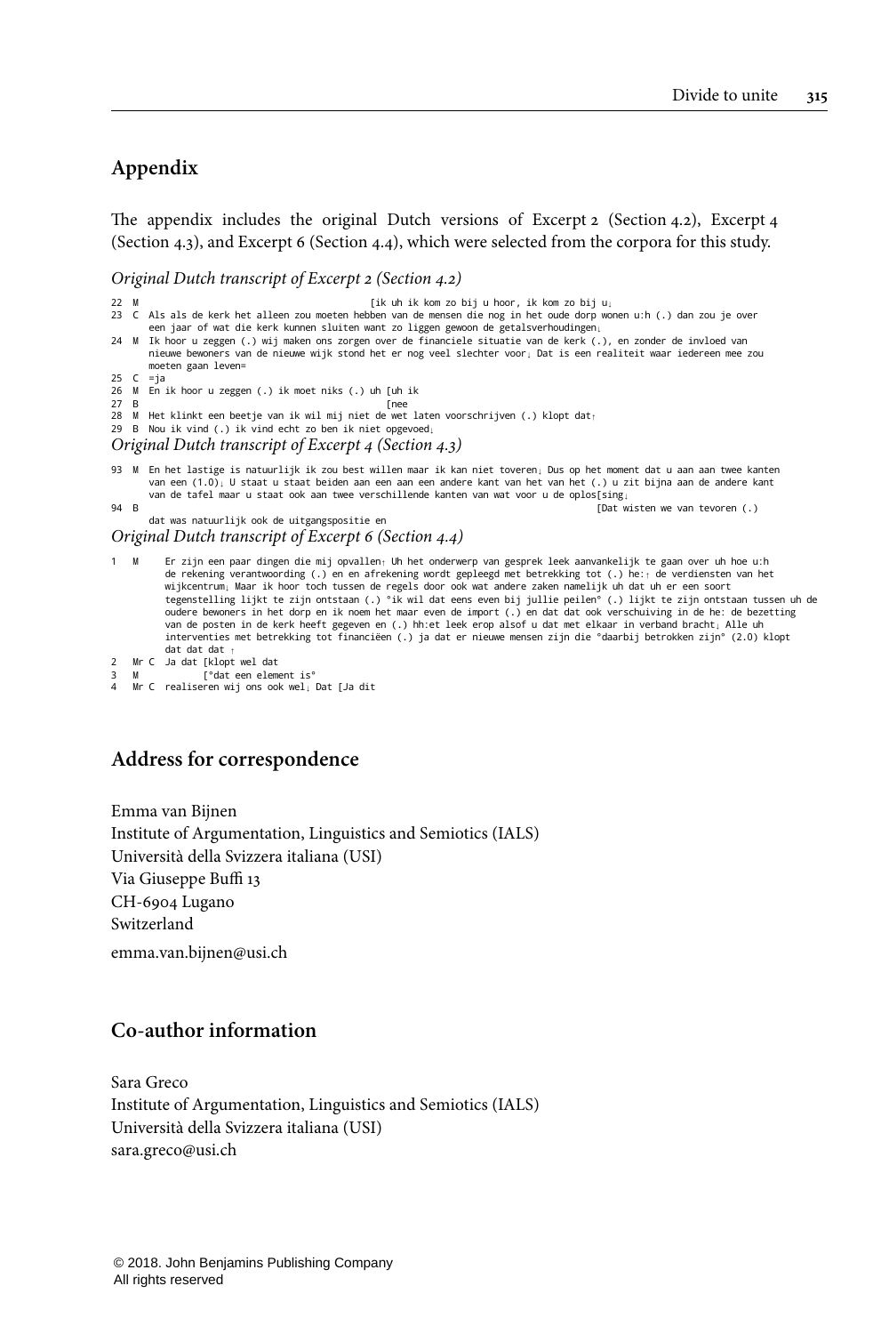## Appendix

The appendix includes the original Dutch versions of Excerpt 2 (Section 4.2), Excerpt 4 (Section 4.3), and Excerpt 6 (Section 4.4), which were selected from the corpora for this study.

*Original Dutch transcript of Excerpt 2 (Section 4.2)*

```
22 M                                          [ik uh ik kom zo bij u hoor, ik kom zo bij u↓
23 C  Als als de kerk het alleen zou moeten hebben van de mensen die nog in het oude dorp wonen u:h (.) dan zou je over
      een jaar of wat die kerk kunnen sluiten want zo liggen gewoon de getalsverhoudingen↓
24 M  Ik hoor u zeggen (.) wij maken ons zorgen over de financiele situatie van de kerk (.), en zonder de invloed van
      nieuwe bewoners van de nieuwe wijk stond het er nog veel slechter voor↓ Dat is een realiteit waar iedereen mee zou
      moeten gaan leven=
25 C  =ja
26 M  En ik hoor u zeggen (.) ik moet niks (.) uh [uh ik
27 B                                              [nee
28 M  Het klinkt een beetje van ik wil mij niet de wet laten voorschrijven (.) klopt dat↑
29 B  Nou ik vind (.) ik vind echt zo ben ik niet opgevoed↓
```

*Original Dutch transcript of Excerpt 4 (Section 4.3)*

```
93 M  En het lastige is natuurlijk ik zou best willen maar ik kan niet toveren↓ Dus op het moment dat u aan aan twee kanten
      van een (1.0)↓ U staat u staat beiden aan een aan een andere kant van het van het (.) u zit bijna aan de andere kant
      van de tafel maar u staat ook aan twee verschillende kanten van wat voor u de oplos[sing↓
94 B                                                                                     [Dat wisten we van tevoren (.)
      dat was natuurlijk ook de uitgangspositie en
```

*Original Dutch transcript of Excerpt 6 (Section 4.4)*

```
1   M     Er zijn een paar dingen die mij opvallen↑ Uh het onderwerp van gesprek leek aanvankelijk te gaan over uh hoe u:h
          de rekening verantwoording (.) en en afrekening wordt gepleegd met betrekking tot (.) he:↑ de verdiensten van het
          wijkcentrum↓ Maar ik hoor toch tussen de regels door ook wat andere zaken namelijk uh dat uh er een soort
          tegenstelling lijkt te zijn ontstaan (.) °ik wil dat eens even bij jullie peilen° (.) lijkt te zijn ontstaan tussen uh de
          oudere bewoners in het dorp en ik noem het maar even de import (.) en dat dat ook verschuiving in de he: de bezetting
          van de posten in de kerk heeft gegeven en (.) hh:et leek erop alsof u dat met elkaar in verband bracht↓ Alle uh
          interventies met betrekking tot financiën (.) ja dat er nieuwe mensen zijn die °daarbij betrokken zijn° (2.0) klopt
          dat dat dat ↑
2   Mr C  Ja dat [klopt wel dat
3   M            [°dat een element is°
4   Mr C  realiseren wij ons ook wel↓ Dat [Ja dit
```

## Address for correspondence

Emma van Bijnen
Institute of Argumentation, Linguistics and Semiotics (IALS)
Università della Svizzera italiana (USI)
Via Giuseppe Buffi 13
CH-6904 Lugano
Switzerland
emma.van.bijnen@usi.ch

## Co-author information

Sara Greco
Institute of Argumentation, Linguistics and Semiotics (IALS)
Università della Svizzera italiana (USI)
sara.greco@usi.ch

© 2018. John Benjamins Publishing Company
All rights reserved